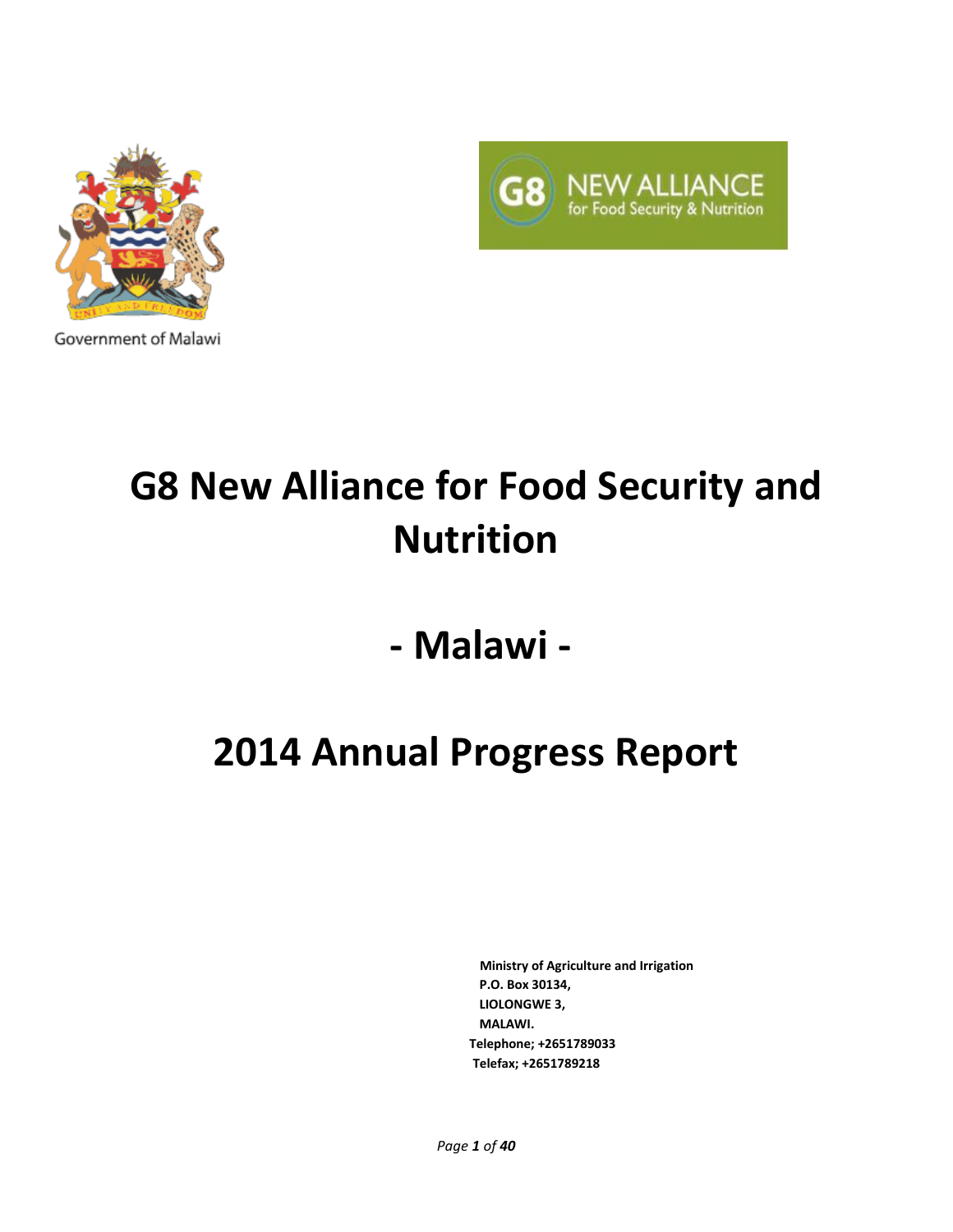Government of Malawi

G8 NEW ALLIANCE for Food Security & Nutrition

# G8 New Alliance for Food Security and Nutrition

# - Malawi -

# 2014 Annual Progress Report

**Ministry of Agriculture and Irrigation**
**P.O. Box 30134,**
**LIOLONGWE 3,**
**MALAWI.**
**Telephone; +2651789033**
**Telefax; +2651789218**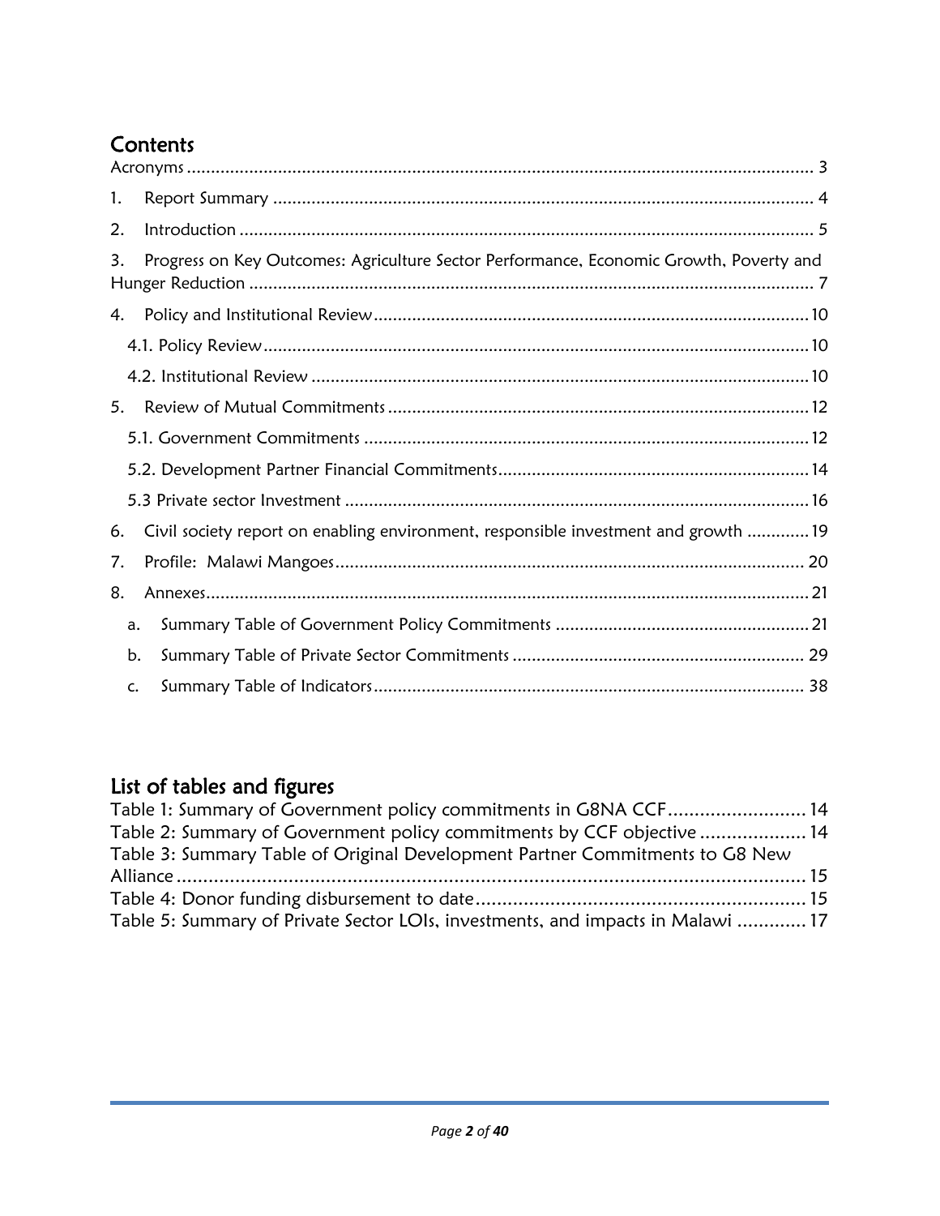## Contents

Acronyms .......... 3

1. Report Summary .......... 4
2. Introduction .......... 5
3. Progress on Key Outcomes: Agriculture Sector Performance, Economic Growth, Poverty and Hunger Reduction .......... 7
4. Policy and Institutional Review .......... 10
   - 4.1. Policy Review .......... 10
   - 4.2. Institutional Review .......... 10
5. Review of Mutual Commitments .......... 12
   - 5.1. Government Commitments .......... 12
   - 5.2. Development Partner Financial Commitments .......... 14
   - 5.3 Private sector Investment .......... 16
6. Civil society report on enabling environment, responsible investment and growth .......... 19
7. Profile: Malawi Mangoes .......... 20
8. Annexes .......... 21
   - a. Summary Table of Government Policy Commitments .......... 21
   - b. Summary Table of Private Sector Commitments .......... 29
   - c. Summary Table of Indicators .......... 38

## List of tables and figures

Table 1: Summary of Government policy commitments in G8NA CCF .......... 14

Table 2: Summary of Government policy commitments by CCF objective .......... 14

Table 3: Summary Table of Original Development Partner Commitments to G8 New Alliance .......... 15

Table 4: Donor funding disbursement to date .......... 15

Table 5: Summary of Private Sector LOIs, investments, and impacts in Malawi .......... 17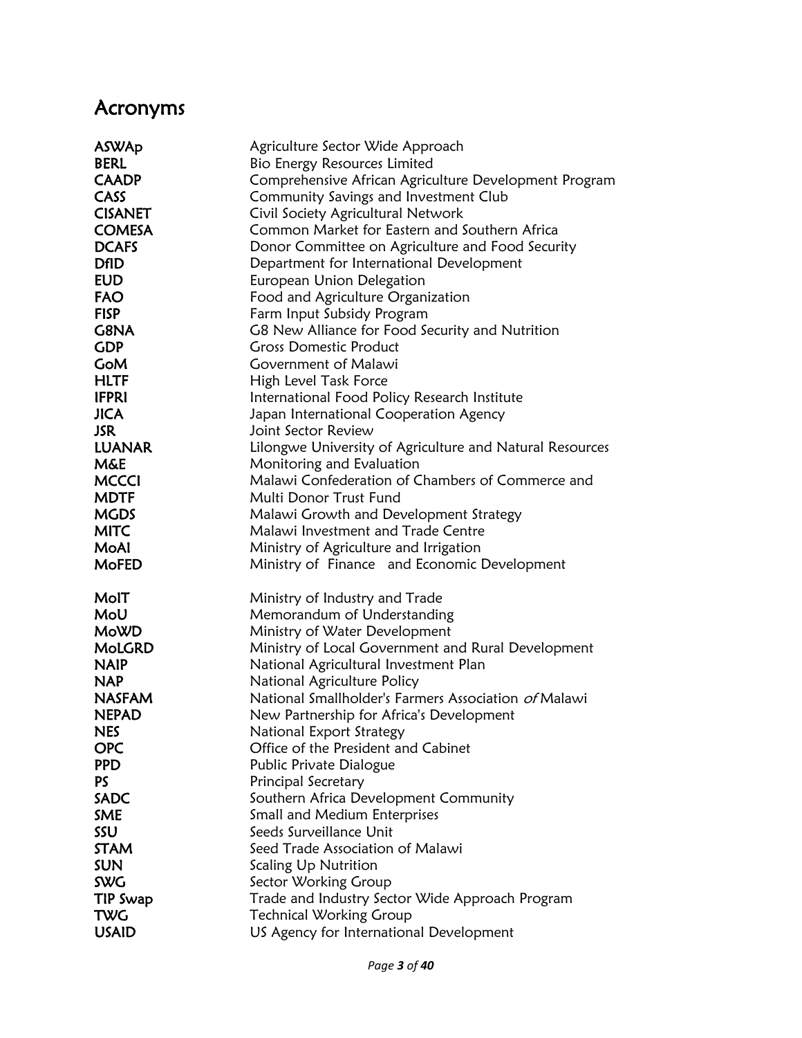# Acronyms

| | |
|---|---|
| **ASWAp** | Agriculture Sector Wide Approach |
| **BERL** | Bio Energy Resources Limited |
| **CAADP** | Comprehensive African Agriculture Development Program |
| **CASS** | Community Savings and Investment Club |
| **CISANET** | Civil Society Agricultural Network |
| **COMESA** | Common Market for Eastern and Southern Africa |
| **DCAFS** | Donor Committee on Agriculture and Food Security |
| **DfID** | Department for International Development |
| **EUD** | European Union Delegation |
| **FAO** | Food and Agriculture Organization |
| **FISP** | Farm Input Subsidy Program |
| **G8NA** | G8 New Alliance for Food Security and Nutrition |
| **GDP** | Gross Domestic Product |
| **GoM** | Government of Malawi |
| **HLTF** | High Level Task Force |
| **IFPRI** | International Food Policy Research Institute |
| **JICA** | Japan International Cooperation Agency |
| **JSR** | Joint Sector Review |
| **LUANAR** | Lilongwe University of Agriculture and Natural Resources |
| **M&E** | Monitoring and Evaluation |
| **MCCCI** | Malawi Confederation of Chambers of Commerce and |
| **MDTF** | Multi Donor Trust Fund |
| **MGDS** | Malawi Growth and Development Strategy |
| **MITC** | Malawi Investment and Trade Centre |
| **MoAI** | Ministry of Agriculture and Irrigation |
| **MoFED** | Ministry of Finance and Economic Development |
| **MoIT** | Ministry of Industry and Trade |
| **MoU** | Memorandum of Understanding |
| **MoWD** | Ministry of Water Development |
| **MoLGRD** | Ministry of Local Government and Rural Development |
| **NAIP** | National Agricultural Investment Plan |
| **NAP** | National Agriculture Policy |
| **NASFAM** | National Smallholder's Farmers Association *of* Malawi |
| **NEPAD** | New Partnership for Africa's Development |
| **NES** | National Export Strategy |
| **OPC** | Office of the President and Cabinet |
| **PPD** | Public Private Dialogue |
| **PS** | Principal Secretary |
| **SADC** | Southern Africa Development Community |
| **SME** | Small and Medium Enterprises |
| **SSU** | Seeds Surveillance Unit |
| **STAM** | Seed Trade Association of Malawi |
| **SUN** | Scaling Up Nutrition |
| **SWG** | Sector Working Group |
| **TIP Swap** | Trade and Industry Sector Wide Approach Program |
| **TWG** | Technical Working Group |
| **USAID** | US Agency for International Development |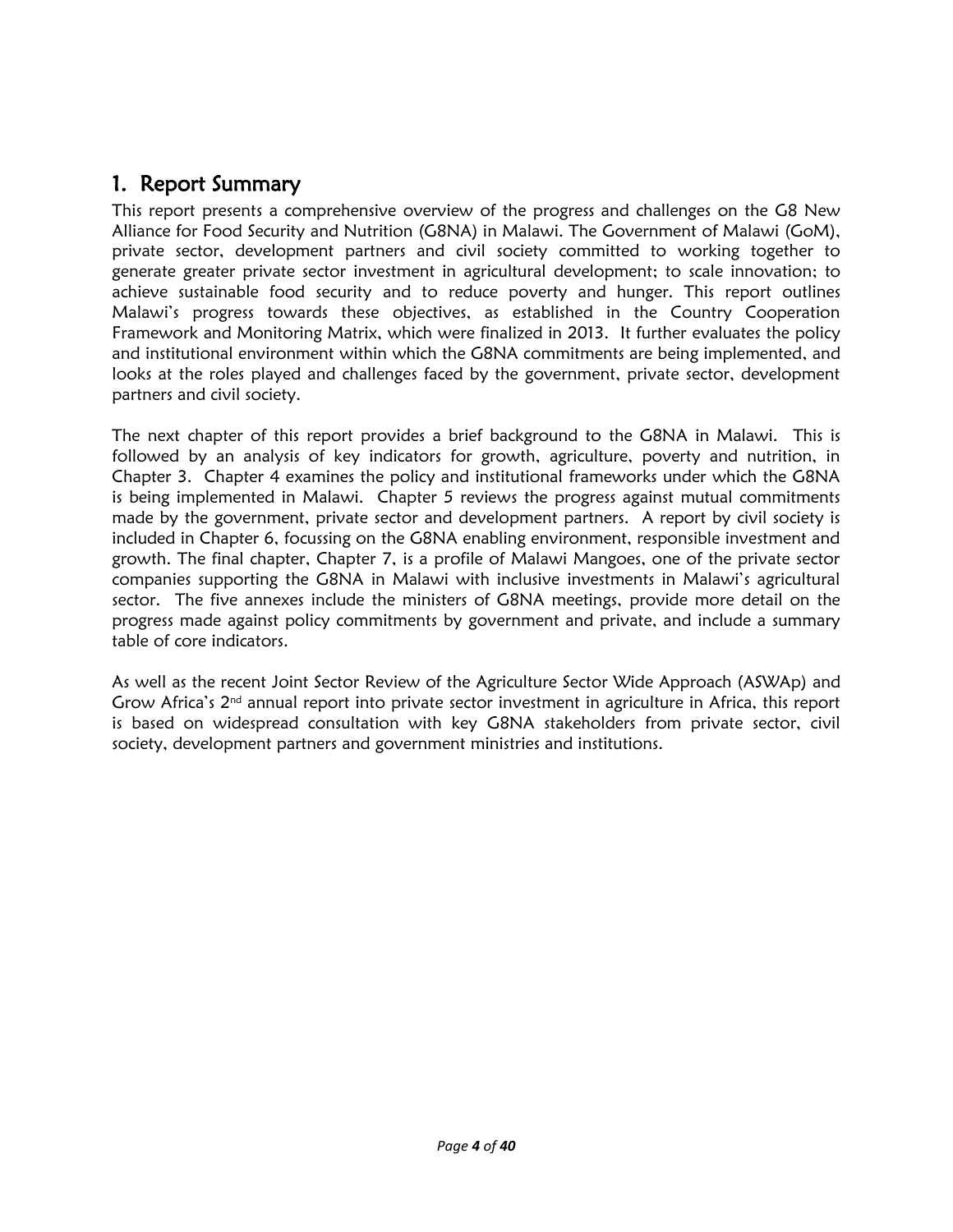# 1. Report Summary

This report presents a comprehensive overview of the progress and challenges on the G8 New Alliance for Food Security and Nutrition (G8NA) in Malawi. The Government of Malawi (GoM), private sector, development partners and civil society committed to working together to generate greater private sector investment in agricultural development; to scale innovation; to achieve sustainable food security and to reduce poverty and hunger. This report outlines Malawi's progress towards these objectives, as established in the Country Cooperation Framework and Monitoring Matrix, which were finalized in 2013. It further evaluates the policy and institutional environment within which the G8NA commitments are being implemented, and looks at the roles played and challenges faced by the government, private sector, development partners and civil society.

The next chapter of this report provides a brief background to the G8NA in Malawi. This is followed by an analysis of key indicators for growth, agriculture, poverty and nutrition, in Chapter 3. Chapter 4 examines the policy and institutional frameworks under which the G8NA is being implemented in Malawi. Chapter 5 reviews the progress against mutual commitments made by the government, private sector and development partners. A report by civil society is included in Chapter 6, focussing on the G8NA enabling environment, responsible investment and growth. The final chapter, Chapter 7, is a profile of Malawi Mangoes, one of the private sector companies supporting the G8NA in Malawi with inclusive investments in Malawi's agricultural sector. The five annexes include the ministers of G8NA meetings, provide more detail on the progress made against policy commitments by government and private, and include a summary table of core indicators.

As well as the recent Joint Sector Review of the Agriculture Sector Wide Approach (ASWAp) and Grow Africa's 2nd annual report into private sector investment in agriculture in Africa, this report is based on widespread consultation with key G8NA stakeholders from private sector, civil society, development partners and government ministries and institutions.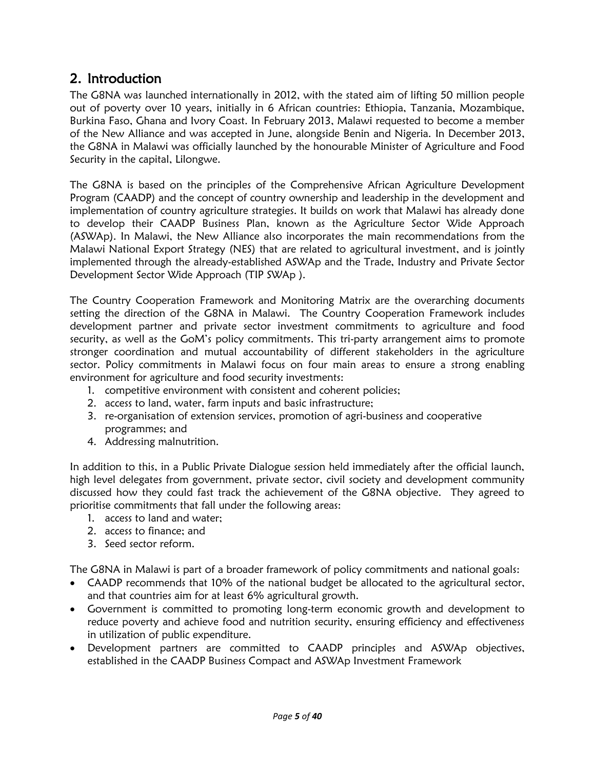## 2. Introduction

The G8NA was launched internationally in 2012, with the stated aim of lifting 50 million people out of poverty over 10 years, initially in 6 African countries: Ethiopia, Tanzania, Mozambique, Burkina Faso, Ghana and Ivory Coast. In February 2013, Malawi requested to become a member of the New Alliance and was accepted in June, alongside Benin and Nigeria. In December 2013, the G8NA in Malawi was officially launched by the honourable Minister of Agriculture and Food Security in the capital, Lilongwe.

The G8NA is based on the principles of the Comprehensive African Agriculture Development Program (CAADP) and the concept of country ownership and leadership in the development and implementation of country agriculture strategies. It builds on work that Malawi has already done to develop their CAADP Business Plan, known as the Agriculture Sector Wide Approach (ASWAp). In Malawi, the New Alliance also incorporates the main recommendations from the Malawi National Export Strategy (NES) that are related to agricultural investment, and is jointly implemented through the already-established ASWAp and the Trade, Industry and Private Sector Development Sector Wide Approach (TIP SWAp ).

The Country Cooperation Framework and Monitoring Matrix are the overarching documents setting the direction of the G8NA in Malawi. The Country Cooperation Framework includes development partner and private sector investment commitments to agriculture and food security, as well as the GoM's policy commitments. This tri-party arrangement aims to promote stronger coordination and mutual accountability of different stakeholders in the agriculture sector. Policy commitments in Malawi focus on four main areas to ensure a strong enabling environment for agriculture and food security investments:

1. competitive environment with consistent and coherent policies;
2. access to land, water, farm inputs and basic infrastructure;
3. re-organisation of extension services, promotion of agri-business and cooperative programmes; and
4. Addressing malnutrition.

In addition to this, in a Public Private Dialogue session held immediately after the official launch, high level delegates from government, private sector, civil society and development community discussed how they could fast track the achievement of the G8NA objective. They agreed to prioritise commitments that fall under the following areas:

1. access to land and water;
2. access to finance; and
3. Seed sector reform.

The G8NA in Malawi is part of a broader framework of policy commitments and national goals:

- CAADP recommends that 10% of the national budget be allocated to the agricultural sector, and that countries aim for at least 6% agricultural growth.
- Government is committed to promoting long-term economic growth and development to reduce poverty and achieve food and nutrition security, ensuring efficiency and effectiveness in utilization of public expenditure.
- Development partners are committed to CAADP principles and ASWAp objectives, established in the CAADP Business Compact and ASWAp Investment Framework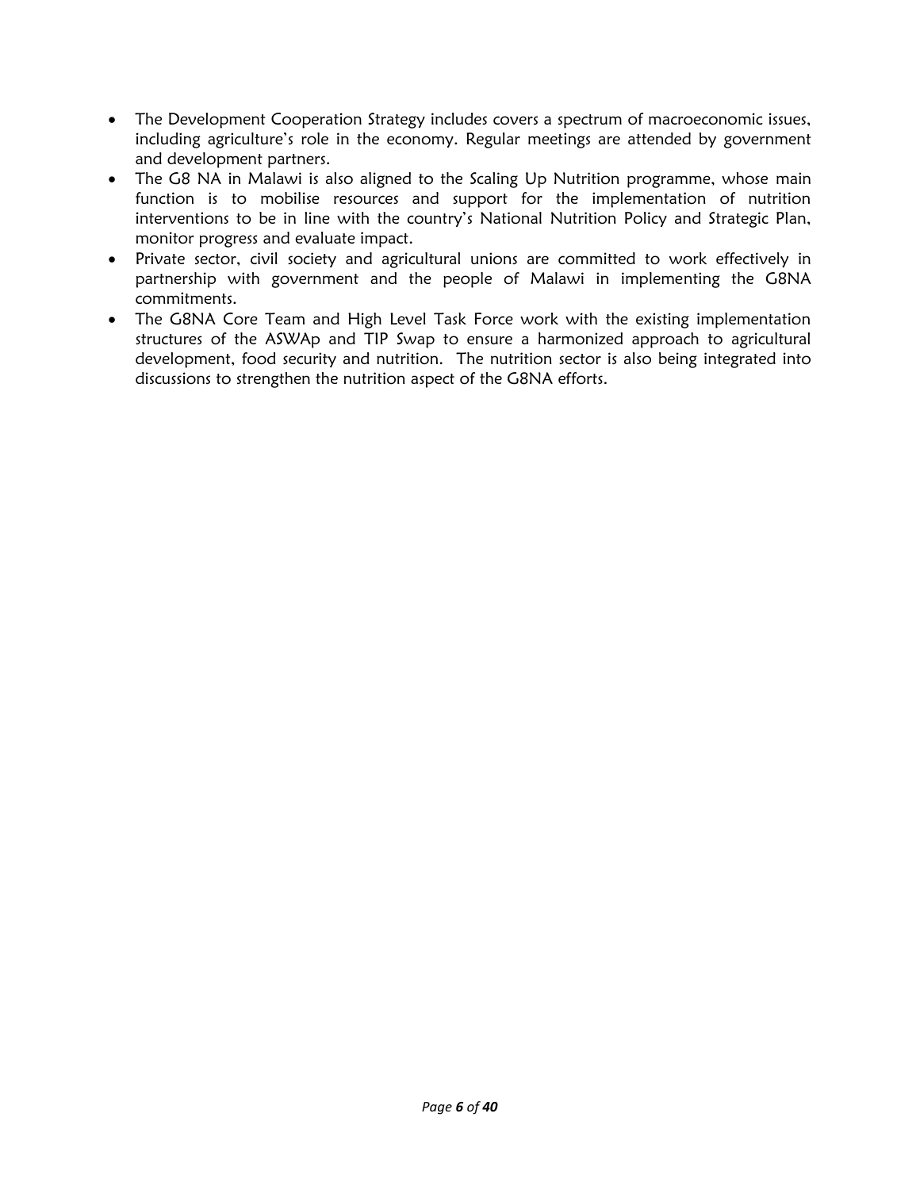- The Development Cooperation Strategy includes covers a spectrum of macroeconomic issues, including agriculture's role in the economy. Regular meetings are attended by government and development partners.
- The G8 NA in Malawi is also aligned to the Scaling Up Nutrition programme, whose main function is to mobilise resources and support for the implementation of nutrition interventions to be in line with the country's National Nutrition Policy and Strategic Plan, monitor progress and evaluate impact.
- Private sector, civil society and agricultural unions are committed to work effectively in partnership with government and the people of Malawi in implementing the G8NA commitments.
- The G8NA Core Team and High Level Task Force work with the existing implementation structures of the ASWAp and TIP Swap to ensure a harmonized approach to agricultural development, food security and nutrition. The nutrition sector is also being integrated into discussions to strengthen the nutrition aspect of the G8NA efforts.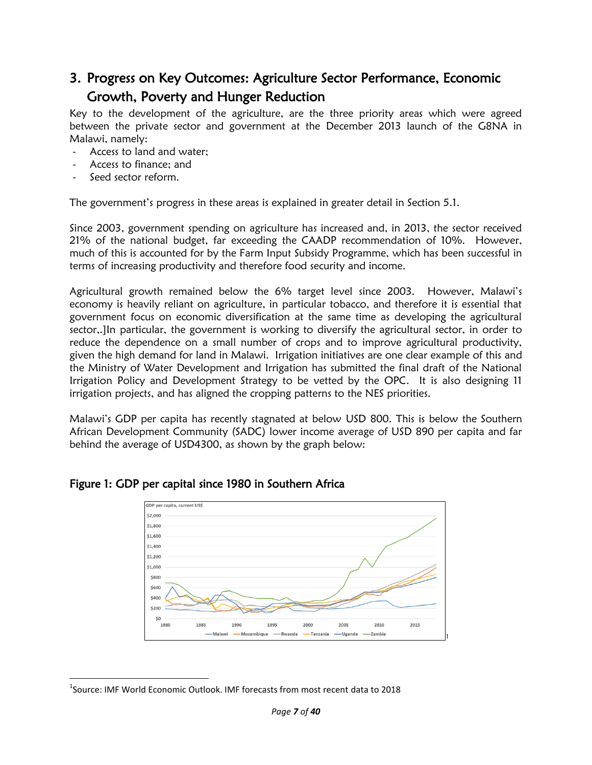## 3. Progress on Key Outcomes: Agriculture Sector Performance, Economic Growth, Poverty and Hunger Reduction

Key to the development of the agriculture, are the three priority areas which were agreed between the private sector and government at the December 2013 launch of the G8NA in Malawi, namely:

- Access to land and water;
- Access to finance; and
- Seed sector reform.

The government's progress in these areas is explained in greater detail in Section 5.1.

Since 2003, government spending on agriculture has increased and, in 2013, the sector received 21% of the national budget, far exceeding the CAADP recommendation of 10%. However, much of this is accounted for by the Farm Input Subsidy Programme, which has been successful in terms of increasing productivity and therefore food security and income.

Agricultural growth remained below the 6% target level since 2003. However, Malawi's economy is heavily reliant on agriculture, in particular tobacco, and therefore it is essential that government focus on economic diversification at the same time as developing the agricultural sector,.]In particular, the government is working to diversify the agricultural sector, in order to reduce the dependence on a small number of crops and to improve agricultural productivity, given the high demand for land in Malawi. Irrigation initiatives are one clear example of this and the Ministry of Water Development and Irrigation has submitted the final draft of the National Irrigation Policy and Development Strategy to be vetted by the OPC. It is also designing 11 irrigation projects, and has aligned the cropping patterns to the NES priorities.

Malawi's GDP per capita has recently stagnated at below USD 800. This is below the Southern African Development Community (SADC) lower income average of USD 890 per capita and far behind the average of USD4300, as shown by the graph below:

### Figure 1: GDP per capital since 1980 in Southern Africa

[1]

[1]Source: IMF World Economic Outlook. IMF forecasts from most recent data to 2018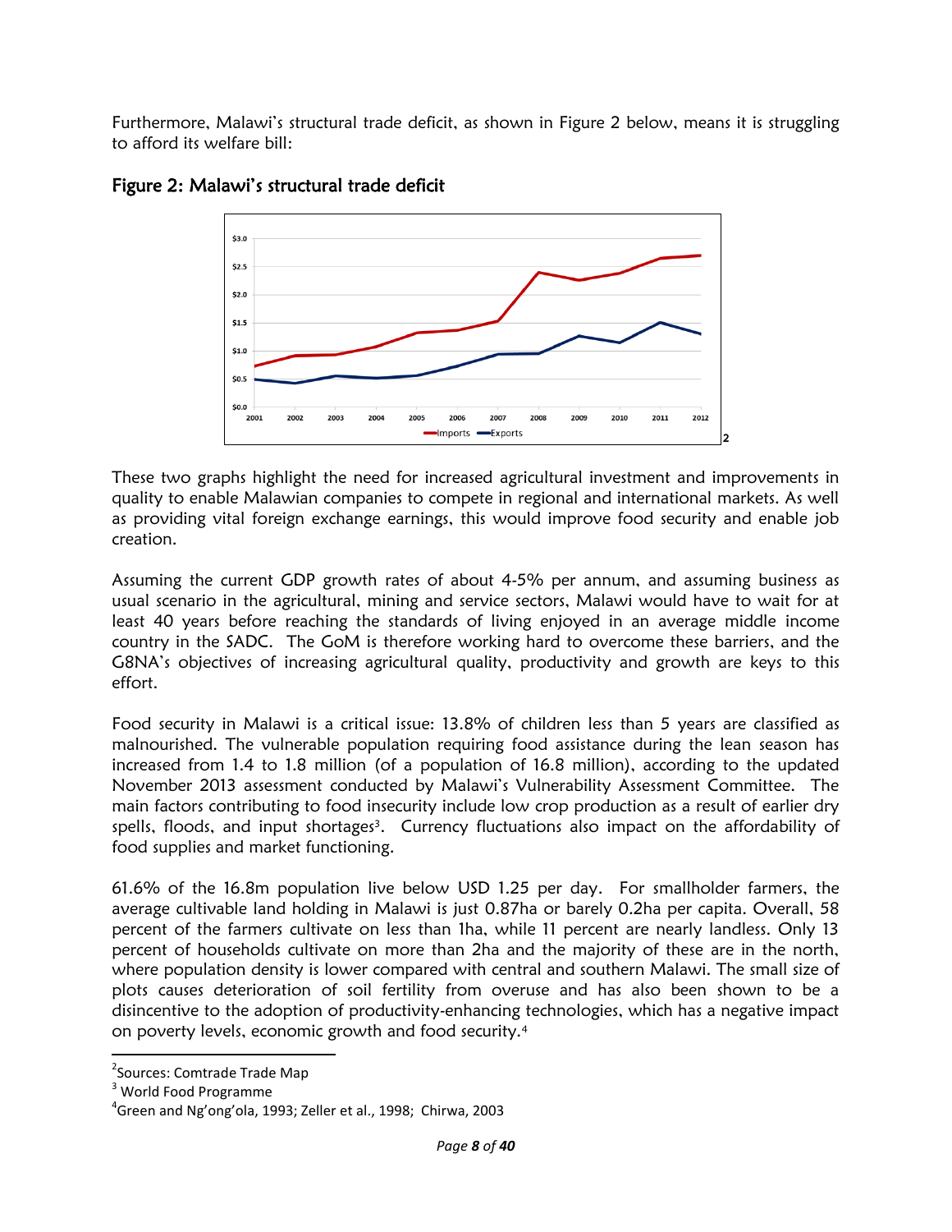Furthermore, Malawi's structural trade deficit, as shown in Figure 2 below, means it is struggling to afford its welfare bill:

### Figure 2: Malawi's structural trade deficit

[2]

These two graphs highlight the need for increased agricultural investment and improvements in quality to enable Malawian companies to compete in regional and international markets. As well as providing vital foreign exchange earnings, this would improve food security and enable job creation.

Assuming the current GDP growth rates of about 4-5% per annum, and assuming business as usual scenario in the agricultural, mining and service sectors, Malawi would have to wait for at least 40 years before reaching the standards of living enjoyed in an average middle income country in the SADC. The GoM is therefore working hard to overcome these barriers, and the G8NA's objectives of increasing agricultural quality, productivity and growth are keys to this effort.

Food security in Malawi is a critical issue: 13.8% of children less than 5 years are classified as malnourished. The vulnerable population requiring food assistance during the lean season has increased from 1.4 to 1.8 million (of a population of 16.8 million), according to the updated November 2013 assessment conducted by Malawi's Vulnerability Assessment Committee. The main factors contributing to food insecurity include low crop production as a result of earlier dry spells, floods, and input shortages[3]. Currency fluctuations also impact on the affordability of food supplies and market functioning.

61.6% of the 16.8m population live below USD 1.25 per day. For smallholder farmers, the average cultivable land holding in Malawi is just 0.87ha or barely 0.2ha per capita. Overall, 58 percent of the farmers cultivate on less than 1ha, while 11 percent are nearly landless. Only 13 percent of households cultivate on more than 2ha and the majority of these are in the north, where population density is lower compared with central and southern Malawi. The small size of plots causes deterioration of soil fertility from overuse and has also been shown to be a disincentive to the adoption of productivity-enhancing technologies, which has a negative impact on poverty levels, economic growth and food security.[4]

---

[2] Sources: Comtrade Trade Map

[3] World Food Programme

[4] Green and Ng'ong'ola, 1993; Zeller et al., 1998; Chirwa, 2003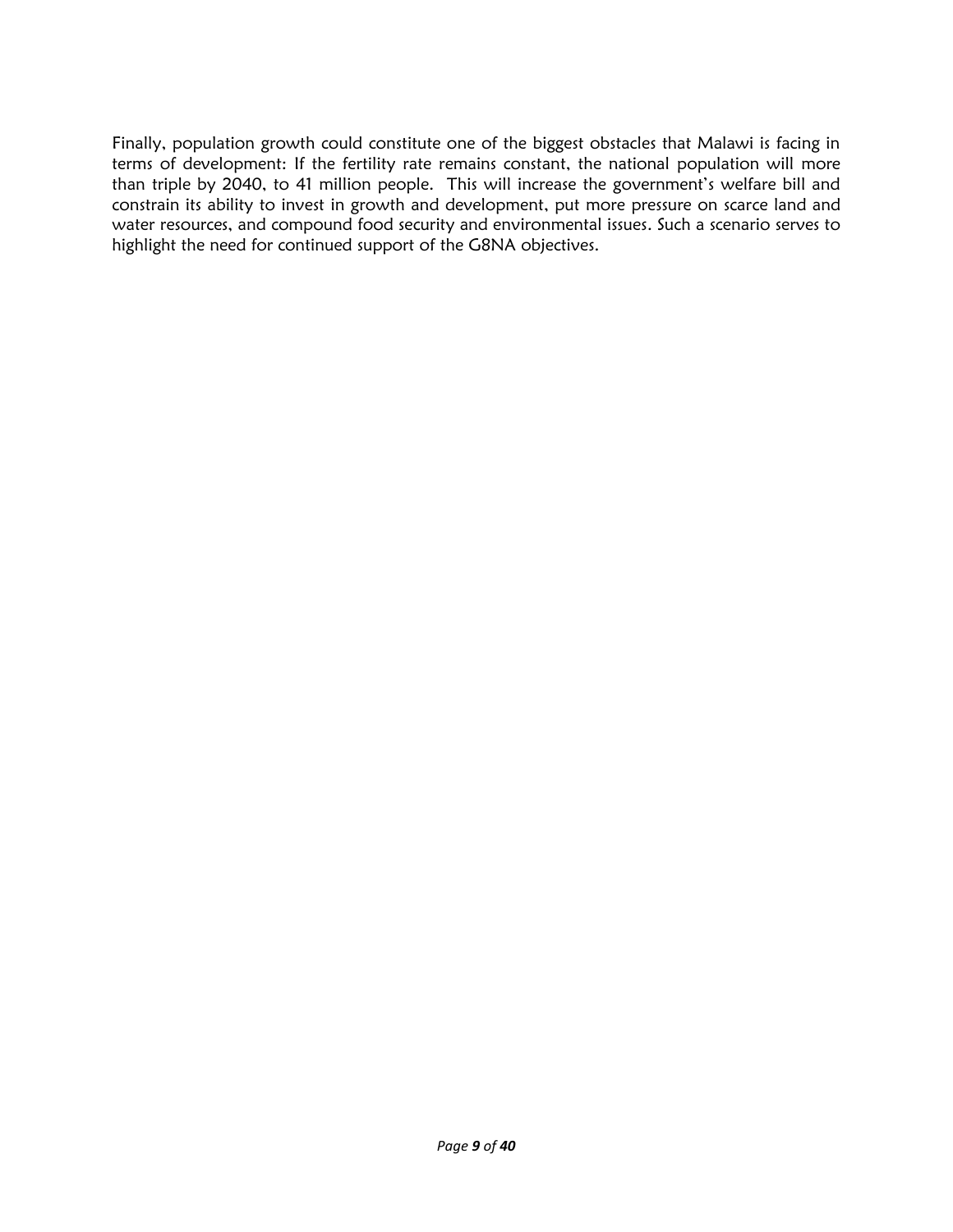Finally, population growth could constitute one of the biggest obstacles that Malawi is facing in terms of development: If the fertility rate remains constant, the national population will more than triple by 2040, to 41 million people. This will increase the government's welfare bill and constrain its ability to invest in growth and development, put more pressure on scarce land and water resources, and compound food security and environmental issues. Such a scenario serves to highlight the need for continued support of the G8NA objectives.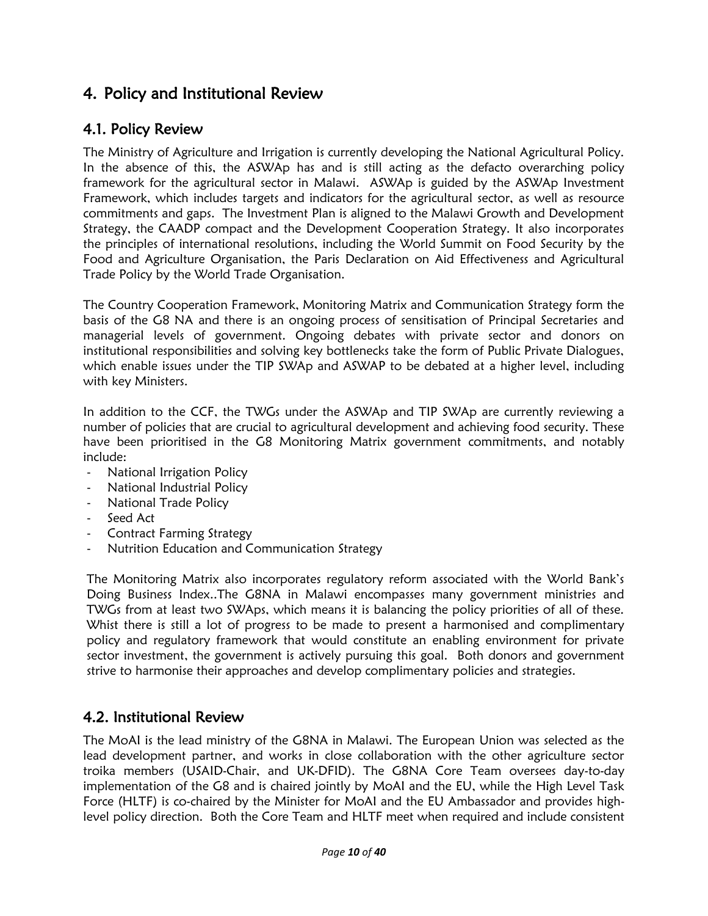# 4. Policy and Institutional Review

## 4.1. Policy Review

The Ministry of Agriculture and Irrigation is currently developing the National Agricultural Policy. In the absence of this, the ASWAp has and is still acting as the defacto overarching policy framework for the agricultural sector in Malawi. ASWAp is guided by the ASWAp Investment Framework, which includes targets and indicators for the agricultural sector, as well as resource commitments and gaps. The Investment Plan is aligned to the Malawi Growth and Development Strategy, the CAADP compact and the Development Cooperation Strategy. It also incorporates the principles of international resolutions, including the World Summit on Food Security by the Food and Agriculture Organisation, the Paris Declaration on Aid Effectiveness and Agricultural Trade Policy by the World Trade Organisation.

The Country Cooperation Framework, Monitoring Matrix and Communication Strategy form the basis of the G8 NA and there is an ongoing process of sensitisation of Principal Secretaries and managerial levels of government. Ongoing debates with private sector and donors on institutional responsibilities and solving key bottlenecks take the form of Public Private Dialogues, which enable issues under the TIP SWAp and ASWAP to be debated at a higher level, including with key Ministers.

In addition to the CCF, the TWGs under the ASWAp and TIP SWAp are currently reviewing a number of policies that are crucial to agricultural development and achieving food security. These have been prioritised in the G8 Monitoring Matrix government commitments, and notably include:

- National Irrigation Policy
- National Industrial Policy
- National Trade Policy
- Seed Act
- Contract Farming Strategy
- Nutrition Education and Communication Strategy

The Monitoring Matrix also incorporates regulatory reform associated with the World Bank's Doing Business Index..The G8NA in Malawi encompasses many government ministries and TWGs from at least two SWAps, which means it is balancing the policy priorities of all of these. Whist there is still a lot of progress to be made to present a harmonised and complimentary policy and regulatory framework that would constitute an enabling environment for private sector investment, the government is actively pursuing this goal. Both donors and government strive to harmonise their approaches and develop complimentary policies and strategies.

## 4.2. Institutional Review

The MoAI is the lead ministry of the G8NA in Malawi. The European Union was selected as the lead development partner, and works in close collaboration with the other agriculture sector troika members (USAID-Chair, and UK-DFID). The G8NA Core Team oversees day-to-day implementation of the G8 and is chaired jointly by MoAI and the EU, while the High Level Task Force (HLTF) is co-chaired by the Minister for MoAI and the EU Ambassador and provides high-level policy direction. Both the Core Team and HLTF meet when required and include consistent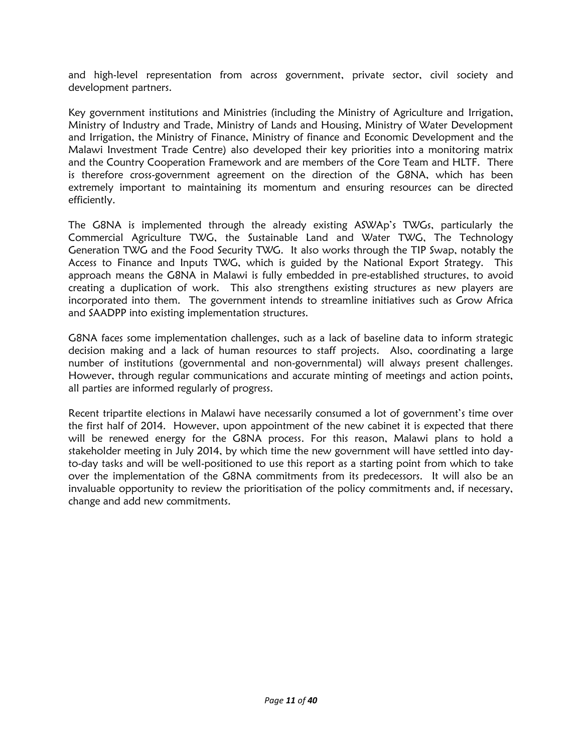and high-level representation from across government, private sector, civil society and development partners.

Key government institutions and Ministries (including the Ministry of Agriculture and Irrigation, Ministry of Industry and Trade, Ministry of Lands and Housing, Ministry of Water Development and Irrigation, the Ministry of Finance, Ministry of finance and Economic Development and the Malawi Investment Trade Centre) also developed their key priorities into a monitoring matrix and the Country Cooperation Framework and are members of the Core Team and HLTF. There is therefore cross-government agreement on the direction of the G8NA, which has been extremely important to maintaining its momentum and ensuring resources can be directed efficiently.

The G8NA is implemented through the already existing ASWAp's TWGs, particularly the Commercial Agriculture TWG, the Sustainable Land and Water TWG, The Technology Generation TWG and the Food Security TWG. It also works through the TIP Swap, notably the Access to Finance and Inputs TWG, which is guided by the National Export Strategy. This approach means the G8NA in Malawi is fully embedded in pre-established structures, to avoid creating a duplication of work. This also strengthens existing structures as new players are incorporated into them. The government intends to streamline initiatives such as Grow Africa and SAADPP into existing implementation structures.

G8NA faces some implementation challenges, such as a lack of baseline data to inform strategic decision making and a lack of human resources to staff projects. Also, coordinating a large number of institutions (governmental and non-governmental) will always present challenges. However, through regular communications and accurate minting of meetings and action points, all parties are informed regularly of progress.

Recent tripartite elections in Malawi have necessarily consumed a lot of government's time over the first half of 2014. However, upon appointment of the new cabinet it is expected that there will be renewed energy for the G8NA process. For this reason, Malawi plans to hold a stakeholder meeting in July 2014, by which time the new government will have settled into day-to-day tasks and will be well-positioned to use this report as a starting point from which to take over the implementation of the G8NA commitments from its predecessors. It will also be an invaluable opportunity to review the prioritisation of the policy commitments and, if necessary, change and add new commitments.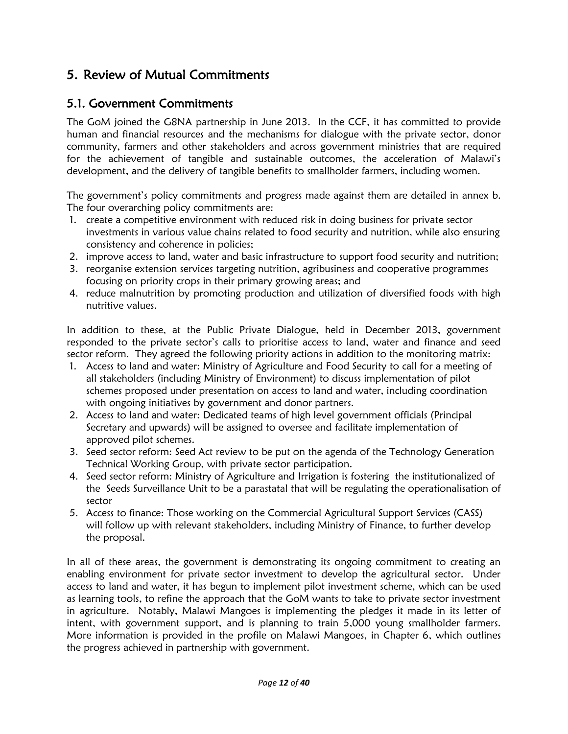# 5. Review of Mutual Commitments

## 5.1. Government Commitments

The GoM joined the G8NA partnership in June 2013. In the CCF, it has committed to provide human and financial resources and the mechanisms for dialogue with the private sector, donor community, farmers and other stakeholders and across government ministries that are required for the achievement of tangible and sustainable outcomes, the acceleration of Malawi's development, and the delivery of tangible benefits to smallholder farmers, including women.

The government's policy commitments and progress made against them are detailed in annex b. The four overarching policy commitments are:

1. create a competitive environment with reduced risk in doing business for private sector investments in various value chains related to food security and nutrition, while also ensuring consistency and coherence in policies;
2. improve access to land, water and basic infrastructure to support food security and nutrition;
3. reorganise extension services targeting nutrition, agribusiness and cooperative programmes focusing on priority crops in their primary growing areas; and
4. reduce malnutrition by promoting production and utilization of diversified foods with high nutritive values.

In addition to these, at the Public Private Dialogue, held in December 2013, government responded to the private sector's calls to prioritise access to land, water and finance and seed sector reform. They agreed the following priority actions in addition to the monitoring matrix:

1. Access to land and water: Ministry of Agriculture and Food Security to call for a meeting of all stakeholders (including Ministry of Environment) to discuss implementation of pilot schemes proposed under presentation on access to land and water, including coordination with ongoing initiatives by government and donor partners.
2. Access to land and water: Dedicated teams of high level government officials (Principal Secretary and upwards) will be assigned to oversee and facilitate implementation of approved pilot schemes.
3. Seed sector reform: Seed Act review to be put on the agenda of the Technology Generation Technical Working Group, with private sector participation.
4. Seed sector reform: Ministry of Agriculture and Irrigation is fostering the institutionalized of the Seeds Surveillance Unit to be a parastatal that will be regulating the operationalisation of sector
5. Access to finance: Those working on the Commercial Agricultural Support Services (CASS) will follow up with relevant stakeholders, including Ministry of Finance, to further develop the proposal.

In all of these areas, the government is demonstrating its ongoing commitment to creating an enabling environment for private sector investment to develop the agricultural sector. Under access to land and water, it has begun to implement pilot investment scheme, which can be used as learning tools, to refine the approach that the GoM wants to take to private sector investment in agriculture. Notably, Malawi Mangoes is implementing the pledges it made in its letter of intent, with government support, and is planning to train 5,000 young smallholder farmers. More information is provided in the profile on Malawi Mangoes, in Chapter 6, which outlines the progress achieved in partnership with government.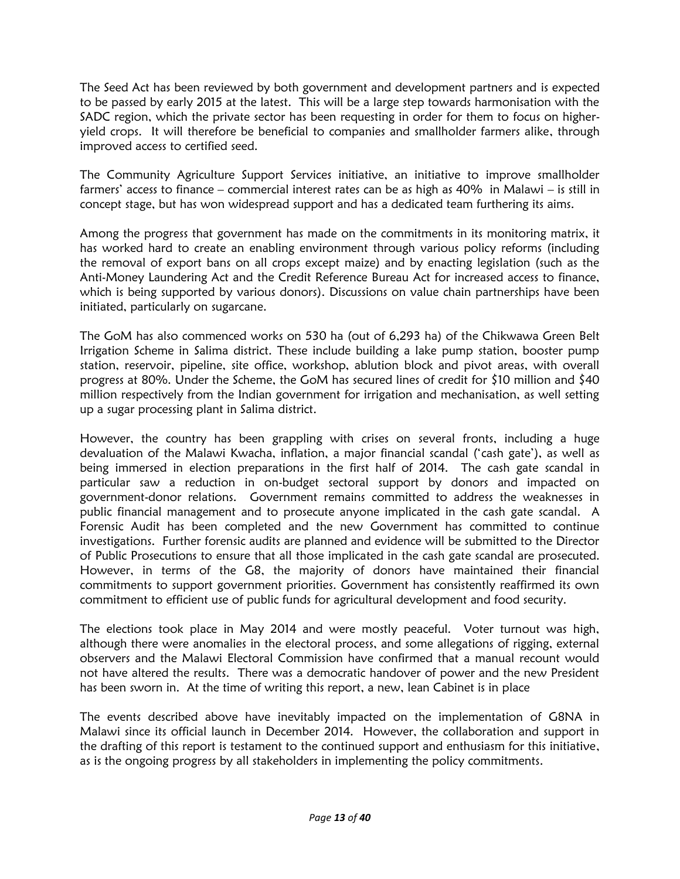The Seed Act has been reviewed by both government and development partners and is expected to be passed by early 2015 at the latest. This will be a large step towards harmonisation with the SADC region, which the private sector has been requesting in order for them to focus on higher-yield crops. It will therefore be beneficial to companies and smallholder farmers alike, through improved access to certified seed.

The Community Agriculture Support Services initiative, an initiative to improve smallholder farmers' access to finance – commercial interest rates can be as high as 40% in Malawi – is still in concept stage, but has won widespread support and has a dedicated team furthering its aims.

Among the progress that government has made on the commitments in its monitoring matrix, it has worked hard to create an enabling environment through various policy reforms (including the removal of export bans on all crops except maize) and by enacting legislation (such as the Anti-Money Laundering Act and the Credit Reference Bureau Act for increased access to finance, which is being supported by various donors). Discussions on value chain partnerships have been initiated, particularly on sugarcane.

The GoM has also commenced works on 530 ha (out of 6,293 ha) of the Chikwawa Green Belt Irrigation Scheme in Salima district. These include building a lake pump station, booster pump station, reservoir, pipeline, site office, workshop, ablution block and pivot areas, with overall progress at 80%. Under the Scheme, the GoM has secured lines of credit for $10 million and $40 million respectively from the Indian government for irrigation and mechanisation, as well setting up a sugar processing plant in Salima district.

However, the country has been grappling with crises on several fronts, including a huge devaluation of the Malawi Kwacha, inflation, a major financial scandal ('cash gate'), as well as being immersed in election preparations in the first half of 2014. The cash gate scandal in particular saw a reduction in on-budget sectoral support by donors and impacted on government-donor relations. Government remains committed to address the weaknesses in public financial management and to prosecute anyone implicated in the cash gate scandal. A Forensic Audit has been completed and the new Government has committed to continue investigations. Further forensic audits are planned and evidence will be submitted to the Director of Public Prosecutions to ensure that all those implicated in the cash gate scandal are prosecuted. However, in terms of the G8, the majority of donors have maintained their financial commitments to support government priorities. Government has consistently reaffirmed its own commitment to efficient use of public funds for agricultural development and food security.

The elections took place in May 2014 and were mostly peaceful. Voter turnout was high, although there were anomalies in the electoral process, and some allegations of rigging, external observers and the Malawi Electoral Commission have confirmed that a manual recount would not have altered the results. There was a democratic handover of power and the new President has been sworn in. At the time of writing this report, a new, lean Cabinet is in place

The events described above have inevitably impacted on the implementation of G8NA in Malawi since its official launch in December 2014. However, the collaboration and support in the drafting of this report is testament to the continued support and enthusiasm for this initiative, as is the ongoing progress by all stakeholders in implementing the policy commitments.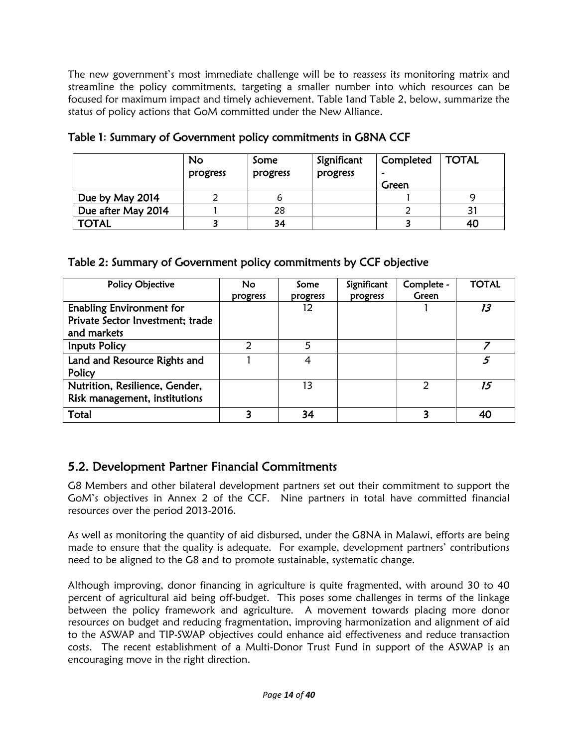The new government's most immediate challenge will be to reassess its monitoring matrix and streamline the policy commitments, targeting a smaller number into which resources can be focused for maximum impact and timely achievement. Table 1and Table 2, below, summarize the status of policy actions that GoM committed under the New Alliance.

### Table 1: Summary of Government policy commitments in G8NA CCF

| | No progress | Some progress | Significant progress | Completed - Green | TOTAL |
|---|---|---|---|---|---|
| Due by May 2014 | 2 | 6 | | 1 | 9 |
| Due after May 2014 | 1 | 28 | | 2 | 31 |
| **TOTAL** | **3** | **34** | | **3** | **40** |

### Table 2: Summary of Government policy commitments by CCF objective

| Policy Objective | No progress | Some progress | Significant progress | Complete - Green | TOTAL |
|---|---|---|---|---|---|
| Enabling Environment for Private Sector Investment; trade and markets | | 12 | | 1 | *13* |
| Inputs Policy | 2 | 5 | | | *7* |
| Land and Resource Rights and Policy | 1 | 4 | | | *5* |
| Nutrition, Resilience, Gender, Risk management, institutions | | 13 | | 2 | *15* |
| **Total** | **3** | **34** | | **3** | **40** |

## 5.2. Development Partner Financial Commitments

G8 Members and other bilateral development partners set out their commitment to support the GoM's objectives in Annex 2 of the CCF. Nine partners in total have committed financial resources over the period 2013-2016.

As well as monitoring the quantity of aid disbursed, under the G8NA in Malawi, efforts are being made to ensure that the quality is adequate. For example, development partners' contributions need to be aligned to the G8 and to promote sustainable, systematic change.

Although improving, donor financing in agriculture is quite fragmented, with around 30 to 40 percent of agricultural aid being off-budget. This poses some challenges in terms of the linkage between the policy framework and agriculture. A movement towards placing more donor resources on budget and reducing fragmentation, improving harmonization and alignment of aid to the ASWAP and TIP-SWAP objectives could enhance aid effectiveness and reduce transaction costs. The recent establishment of a Multi-Donor Trust Fund in support of the ASWAP is an encouraging move in the right direction.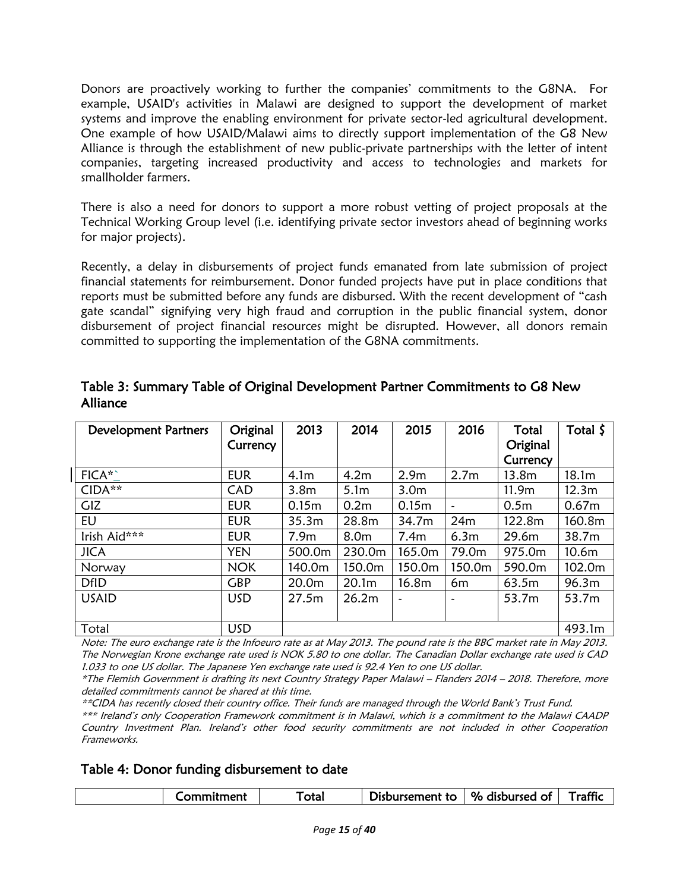Donors are proactively working to further the companies' commitments to the G8NA. For example, USAID's activities in Malawi are designed to support the development of market systems and improve the enabling environment for private sector-led agricultural development. One example of how USAID/Malawi aims to directly support implementation of the G8 New Alliance is through the establishment of new public-private partnerships with the letter of intent companies, targeting increased productivity and access to technologies and markets for smallholder farmers.

There is also a need for donors to support a more robust vetting of project proposals at the Technical Working Group level (i.e. identifying private sector investors ahead of beginning works for major projects).

Recently, a delay in disbursements of project funds emanated from late submission of project financial statements for reimbursement. Donor funded projects have put in place conditions that reports must be submitted before any funds are disbursed. With the recent development of "cash gate scandal" signifying very high fraud and corruption in the public financial system, donor disbursement of project financial resources might be disrupted. However, all donors remain committed to supporting the implementation of the G8NA commitments.

### Table 3: Summary Table of Original Development Partner Commitments to G8 New Alliance

| Development Partners | Original Currency | 2013 | 2014 | 2015 | 2016 | Total Original Currency | Total $ |
|---|---|---|---|---|---|---|---|
| FICA* | EUR | 4.1m | 4.2m | 2.9m | 2.7m | 13.8m | 18.1m |
| CIDA** | CAD | 3.8m | 5.1m | 3.0m | | 11.9m | 12.3m |
| GIZ | EUR | 0.15m | 0.2m | 0.15m | - | 0.5m | 0.67m |
| EU | EUR | 35.3m | 28.8m | 34.7m | 24m | 122.8m | 160.8m |
| Irish Aid*** | EUR | 7.9m | 8.0m | 7.4m | 6.3m | 29.6m | 38.7m |
| JICA | YEN | 500.0m | 230.0m | 165.0m | 79.0m | 975.0m | 10.6m |
| Norway | NOK | 140.0m | 150.0m | 150.0m | 150.0m | 590.0m | 102.0m |
| DfID | GBP | 20.0m | 20.1m | 16.8m | 6m | 63.5m | 96.3m |
| USAID | USD | 27.5m | 26.2m | - | - | 53.7m | 53.7m |
| Total | USD | | | | | | 493.1m |

*Note: The euro exchange rate is the Infoeuro rate as at May 2013. The pound rate is the BBC market rate in May 2013. The Norwegian Krone exchange rate used is NOK 5.80 to one dollar. The Canadian Dollar exchange rate used is CAD 1.033 to one US dollar. The Japanese Yen exchange rate used is 92.4 Yen to one US dollar.*

*\*The Flemish Government is drafting its next Country Strategy Paper Malawi – Flanders 2014 – 2018. Therefore, more detailed commitments cannot be shared at this time.*

*\*\*CIDA has recently closed their country office. Their funds are managed through the World Bank's Trust Fund.*

*\*\*\* Ireland's only Cooperation Framework commitment is in Malawi, which is a commitment to the Malawi CAADP Country Investment Plan. Ireland's other food security commitments are not included in other Cooperation Frameworks.*

### Table 4: Donor funding disbursement to date

| | Commitment | Total | Disbursement to | % disbursed of | Traffic |
|---|---|---|---|---|---|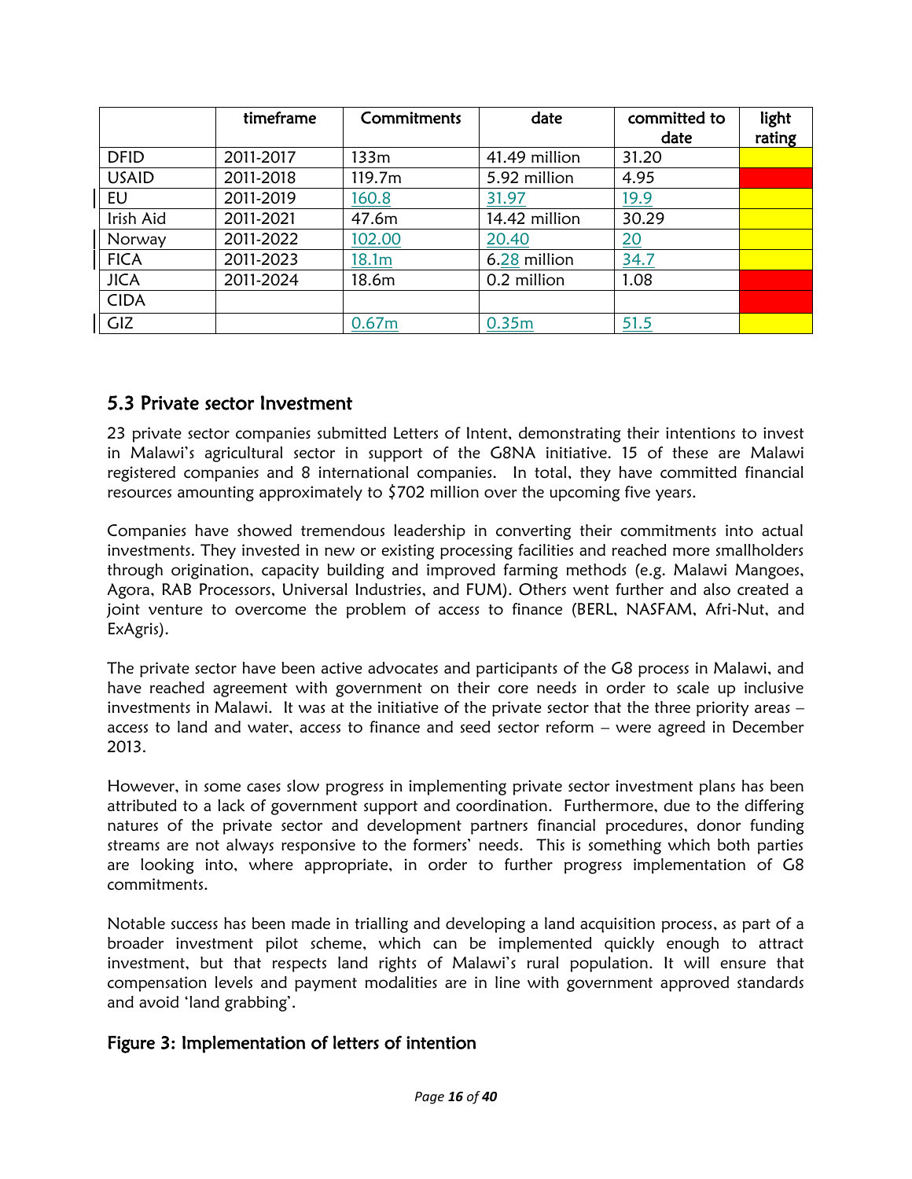| | timeframe | Commitments | date | committed to date | light rating |
|---|---|---|---|---|---|
| DFID | 2011-2017 | 133m | 41.49 million | 31.20 | |
| USAID | 2011-2018 | 119.7m | 5.92 million | 4.95 | |
| EU | 2011-2019 | 160.8 | 31.97 | 19.9 | |
| Irish Aid | 2011-2021 | 47.6m | 14.42 million | 30.29 | |
| Norway | 2011-2022 | 102.00 | 20.40 | 20 | |
| FICA | 2011-2023 | 18.1m | 6.28 million | 34.7 | |
| JICA | 2011-2024 | 18.6m | 0.2 million | 1.08 | |
| CIDA | | | | | |
| GIZ | | 0.67m | 0.35m | 51.5 | |

## 5.3 Private sector Investment

23 private sector companies submitted Letters of Intent, demonstrating their intentions to invest in Malawi's agricultural sector in support of the G8NA initiative. 15 of these are Malawi registered companies and 8 international companies. In total, they have committed financial resources amounting approximately to $702 million over the upcoming five years.

Companies have showed tremendous leadership in converting their commitments into actual investments. They invested in new or existing processing facilities and reached more smallholders through origination, capacity building and improved farming methods (e.g. Malawi Mangoes, Agora, RAB Processors, Universal Industries, and FUM). Others went further and also created a joint venture to overcome the problem of access to finance (BERL, NASFAM, Afri-Nut, and ExAgris).

The private sector have been active advocates and participants of the G8 process in Malawi, and have reached agreement with government on their core needs in order to scale up inclusive investments in Malawi. It was at the initiative of the private sector that the three priority areas – access to land and water, access to finance and seed sector reform – were agreed in December 2013.

However, in some cases slow progress in implementing private sector investment plans has been attributed to a lack of government support and coordination. Furthermore, due to the differing natures of the private sector and development partners financial procedures, donor funding streams are not always responsive to the formers' needs. This is something which both parties are looking into, where appropriate, in order to further progress implementation of G8 commitments.

Notable success has been made in trialling and developing a land acquisition process, as part of a broader investment pilot scheme, which can be implemented quickly enough to attract investment, but that respects land rights of Malawi's rural population. It will ensure that compensation levels and payment modalities are in line with government approved standards and avoid 'land grabbing'.

### Figure 3: Implementation of letters of intention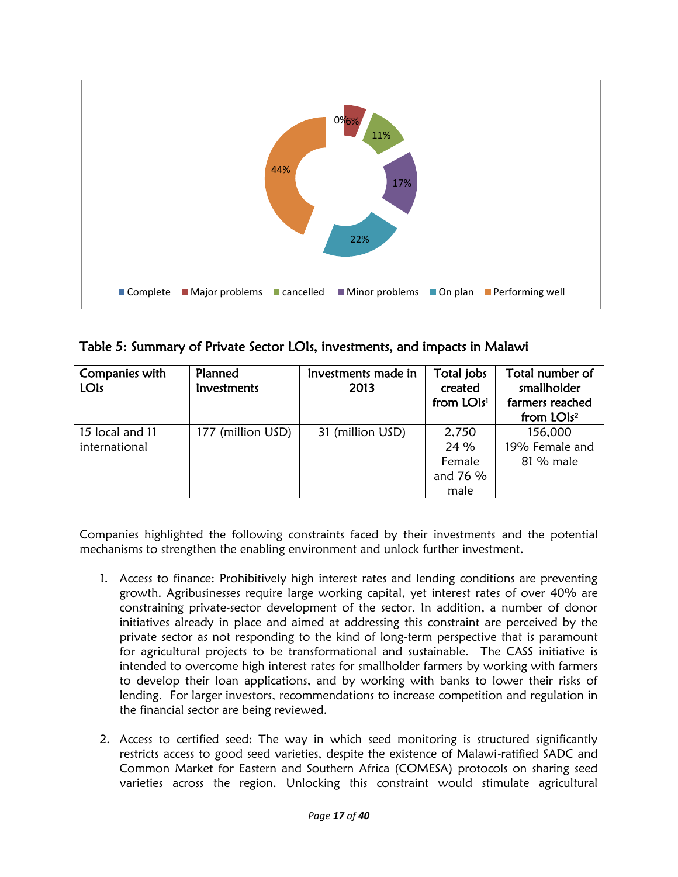Table 5: Summary of Private Sector LOIs, investments, and impacts in Malawi

| Companies with LOIs | Planned Investments | Investments made in 2013 | Total jobs created from LOIs[1] | Total number of smallholder farmers reached from LOIs[2] |
|---|---|---|---|---|
| 15 local and 11 international | 177 (million USD) | 31 (million USD) | 2,750 24 % Female and 76 % male | 156,000 19% Female and 81 % male |

Companies highlighted the following constraints faced by their investments and the potential mechanisms to strengthen the enabling environment and unlock further investment.

1. Access to finance: Prohibitively high interest rates and lending conditions are preventing growth. Agribusinesses require large working capital, yet interest rates of over 40% are constraining private-sector development of the sector. In addition, a number of donor initiatives already in place and aimed at addressing this constraint are perceived by the private sector as not responding to the kind of long-term perspective that is paramount for agricultural projects to be transformational and sustainable. The CASS initiative is intended to overcome high interest rates for smallholder farmers by working with farmers to develop their loan applications, and by working with banks to lower their risks of lending. For larger investors, recommendations to increase competition and regulation in the financial sector are being reviewed.

2. Access to certified seed: The way in which seed monitoring is structured significantly restricts access to good seed varieties, despite the existence of Malawi-ratified SADC and Common Market for Eastern and Southern Africa (COMESA) protocols on sharing seed varieties across the region. Unlocking this constraint would stimulate agricultural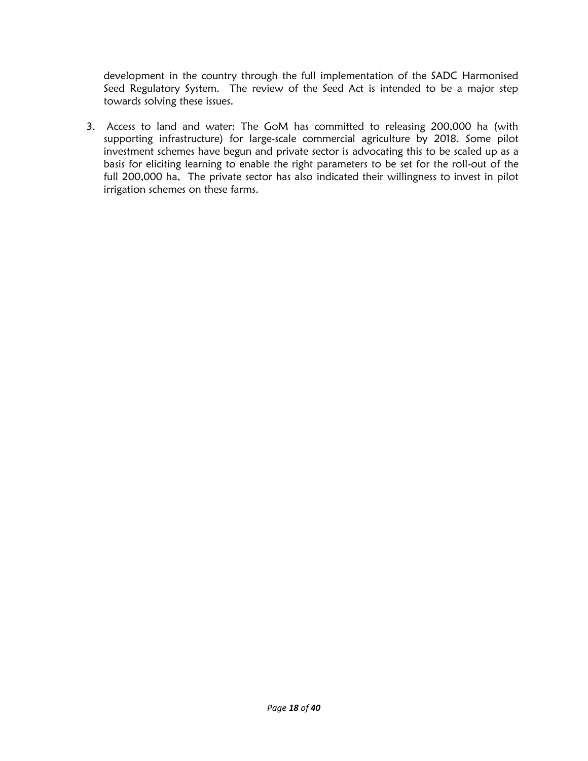development in the country through the full implementation of the SADC Harmonised Seed Regulatory System. The review of the Seed Act is intended to be a major step towards solving these issues.

3. Access to land and water: The GoM has committed to releasing 200,000 ha (with supporting infrastructure) for large-scale commercial agriculture by 2018. Some pilot investment schemes have begun and private sector is advocating this to be scaled up as a basis for eliciting learning to enable the right parameters to be set for the roll-out of the full 200,000 ha, The private sector has also indicated their willingness to invest in pilot irrigation schemes on these farms.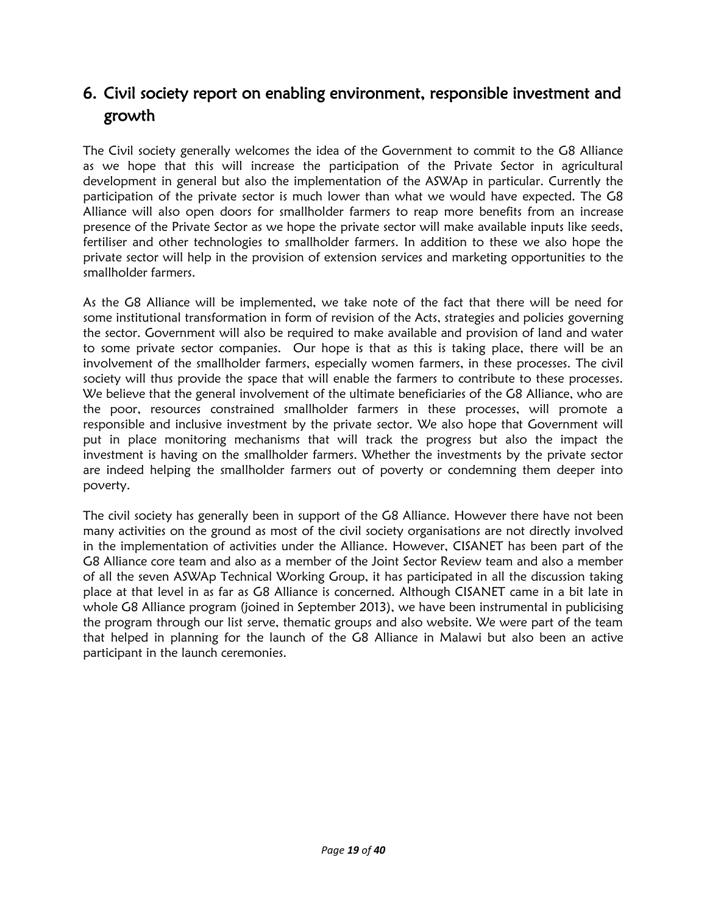# 6. Civil society report on enabling environment, responsible investment and growth

The Civil society generally welcomes the idea of the Government to commit to the G8 Alliance as we hope that this will increase the participation of the Private Sector in agricultural development in general but also the implementation of the ASWAp in particular. Currently the participation of the private sector is much lower than what we would have expected. The G8 Alliance will also open doors for smallholder farmers to reap more benefits from an increase presence of the Private Sector as we hope the private sector will make available inputs like seeds, fertiliser and other technologies to smallholder farmers. In addition to these we also hope the private sector will help in the provision of extension services and marketing opportunities to the smallholder farmers.

As the G8 Alliance will be implemented, we take note of the fact that there will be need for some institutional transformation in form of revision of the Acts, strategies and policies governing the sector. Government will also be required to make available and provision of land and water to some private sector companies. Our hope is that as this is taking place, there will be an involvement of the smallholder farmers, especially women farmers, in these processes. The civil society will thus provide the space that will enable the farmers to contribute to these processes. We believe that the general involvement of the ultimate beneficiaries of the G8 Alliance, who are the poor, resources constrained smallholder farmers in these processes, will promote a responsible and inclusive investment by the private sector. We also hope that Government will put in place monitoring mechanisms that will track the progress but also the impact the investment is having on the smallholder farmers. Whether the investments by the private sector are indeed helping the smallholder farmers out of poverty or condemning them deeper into poverty.

The civil society has generally been in support of the G8 Alliance. However there have not been many activities on the ground as most of the civil society organisations are not directly involved in the implementation of activities under the Alliance. However, CISANET has been part of the G8 Alliance core team and also as a member of the Joint Sector Review team and also a member of all the seven ASWAp Technical Working Group, it has participated in all the discussion taking place at that level in as far as G8 Alliance is concerned. Although CISANET came in a bit late in whole G8 Alliance program (joined in September 2013), we have been instrumental in publicising the program through our list serve, thematic groups and also website. We were part of the team that helped in planning for the launch of the G8 Alliance in Malawi but also been an active participant in the launch ceremonies.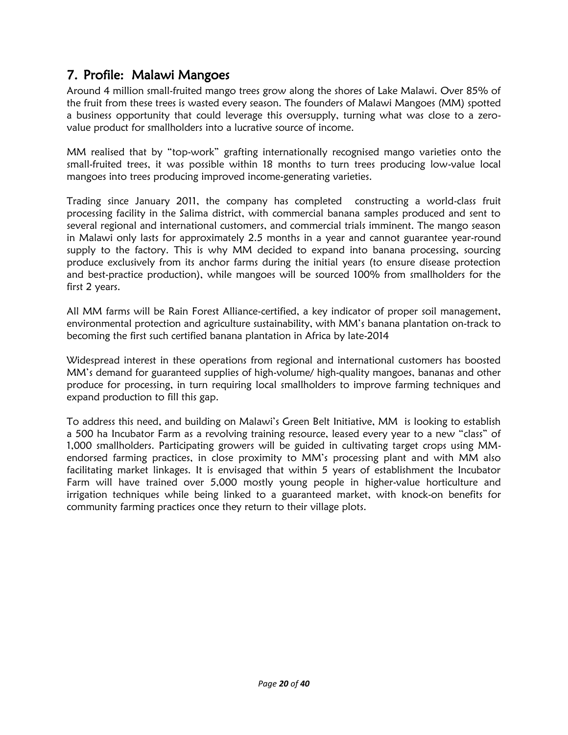## 7. Profile: Malawi Mangoes

Around 4 million small-fruited mango trees grow along the shores of Lake Malawi. Over 85% of the fruit from these trees is wasted every season. The founders of Malawi Mangoes (MM) spotted a business opportunity that could leverage this oversupply, turning what was close to a zero-value product for smallholders into a lucrative source of income.

MM realised that by "top-work" grafting internationally recognised mango varieties onto the small-fruited trees, it was possible within 18 months to turn trees producing low-value local mangoes into trees producing improved income-generating varieties.

Trading since January 2011, the company has completed constructing a world-class fruit processing facility in the Salima district, with commercial banana samples produced and sent to several regional and international customers, and commercial trials imminent. The mango season in Malawi only lasts for approximately 2.5 months in a year and cannot guarantee year-round supply to the factory. This is why MM decided to expand into banana processing, sourcing produce exclusively from its anchor farms during the initial years (to ensure disease protection and best-practice production), while mangoes will be sourced 100% from smallholders for the first 2 years.

All MM farms will be Rain Forest Alliance-certified, a key indicator of proper soil management, environmental protection and agriculture sustainability, with MM's banana plantation on-track to becoming the first such certified banana plantation in Africa by late-2014

Widespread interest in these operations from regional and international customers has boosted MM's demand for guaranteed supplies of high-volume/ high-quality mangoes, bananas and other produce for processing, in turn requiring local smallholders to improve farming techniques and expand production to fill this gap.

To address this need, and building on Malawi's Green Belt Initiative, MM is looking to establish a 500 ha Incubator Farm as a revolving training resource, leased every year to a new "class" of 1,000 smallholders. Participating growers will be guided in cultivating target crops using MM-endorsed farming practices, in close proximity to MM's processing plant and with MM also facilitating market linkages. It is envisaged that within 5 years of establishment the Incubator Farm will have trained over 5,000 mostly young people in higher-value horticulture and irrigation techniques while being linked to a guaranteed market, with knock-on benefits for community farming practices once they return to their village plots.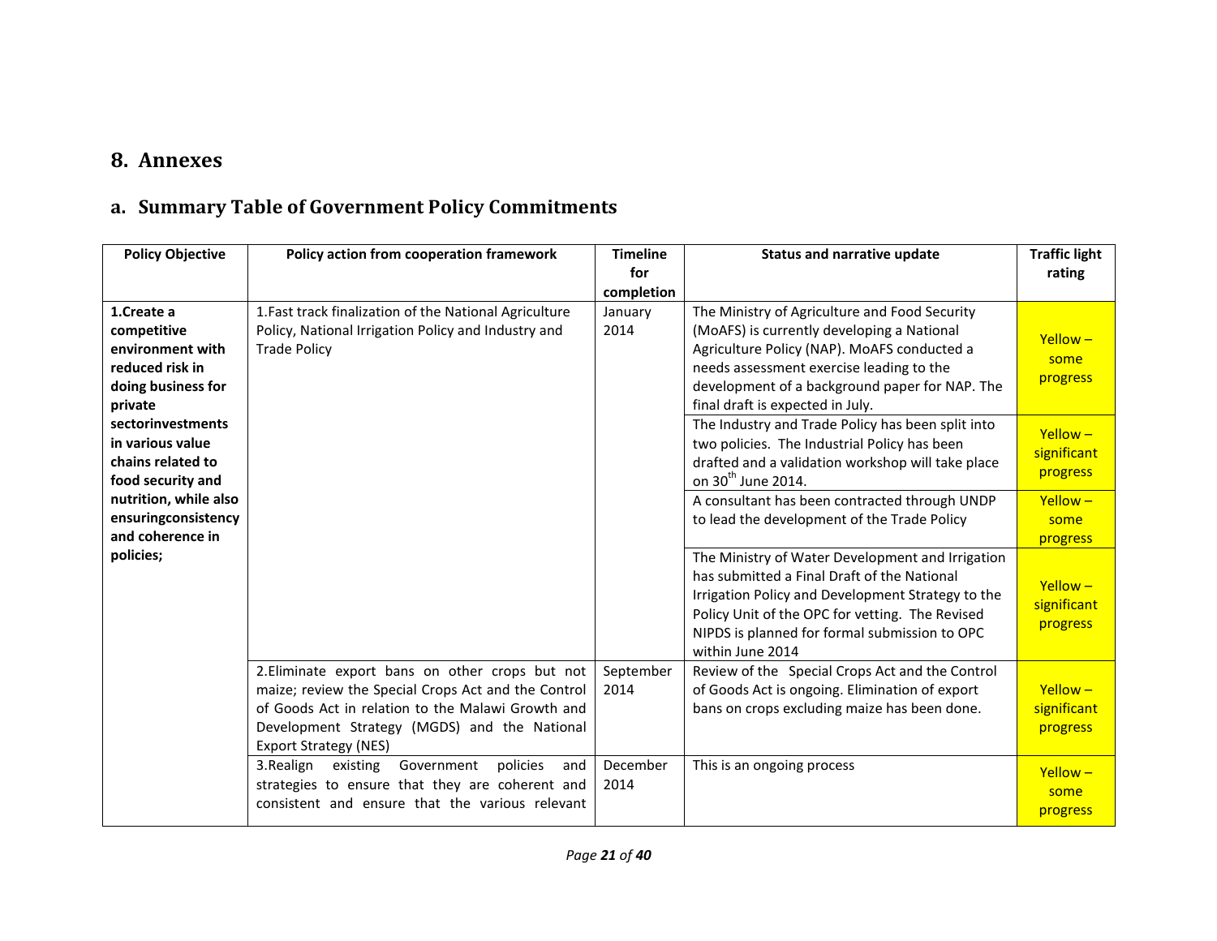# 8. Annexes

## a. Summary Table of Government Policy Commitments

| Policy Objective | Policy action from cooperation framework | Timeline for completion | Status and narrative update | Traffic light rating |
|---|---|---|---|---|
| **1.Create a competitive environment with reduced risk in doing business for private sectorinvestments in various value chains related to food security and nutrition, while also ensuringconsistency and coherence in policies;** | 1.Fast track finalization of the National Agriculture Policy, National Irrigation Policy and Industry and Trade Policy | January 2014 | The Ministry of Agriculture and Food Security (MoAFS) is currently developing a National Agriculture Policy (NAP). MoAFS conducted a needs assessment exercise leading to the development of a background paper for NAP. The final draft is expected in July. | Yellow – some progress |
| | | | The Industry and Trade Policy has been split into two policies. The Industrial Policy has been drafted and a validation workshop will take place on 30th June 2014. | Yellow – significant progress |
| | | | A consultant has been contracted through UNDP to lead the development of the Trade Policy | Yellow – some progress |
| | | | The Ministry of Water Development and Irrigation has submitted a Final Draft of the National Irrigation Policy and Development Strategy to the Policy Unit of the OPC for vetting. The Revised NIPDS is planned for formal submission to OPC within June 2014 | Yellow – significant progress |
| | 2.Eliminate export bans on other crops but not maize; review the Special Crops Act and the Control of Goods Act in relation to the Malawi Growth and Development Strategy (MGDS) and the National Export Strategy (NES) | September 2014 | Review of the Special Crops Act and the Control of Goods Act is ongoing. Elimination of export bans on crops excluding maize has been done. | Yellow – significant progress |
| | 3.Realign existing Government policies and strategies to ensure that they are coherent and consistent and ensure that the various relevant | December 2014 | This is an ongoing process | Yellow – some progress |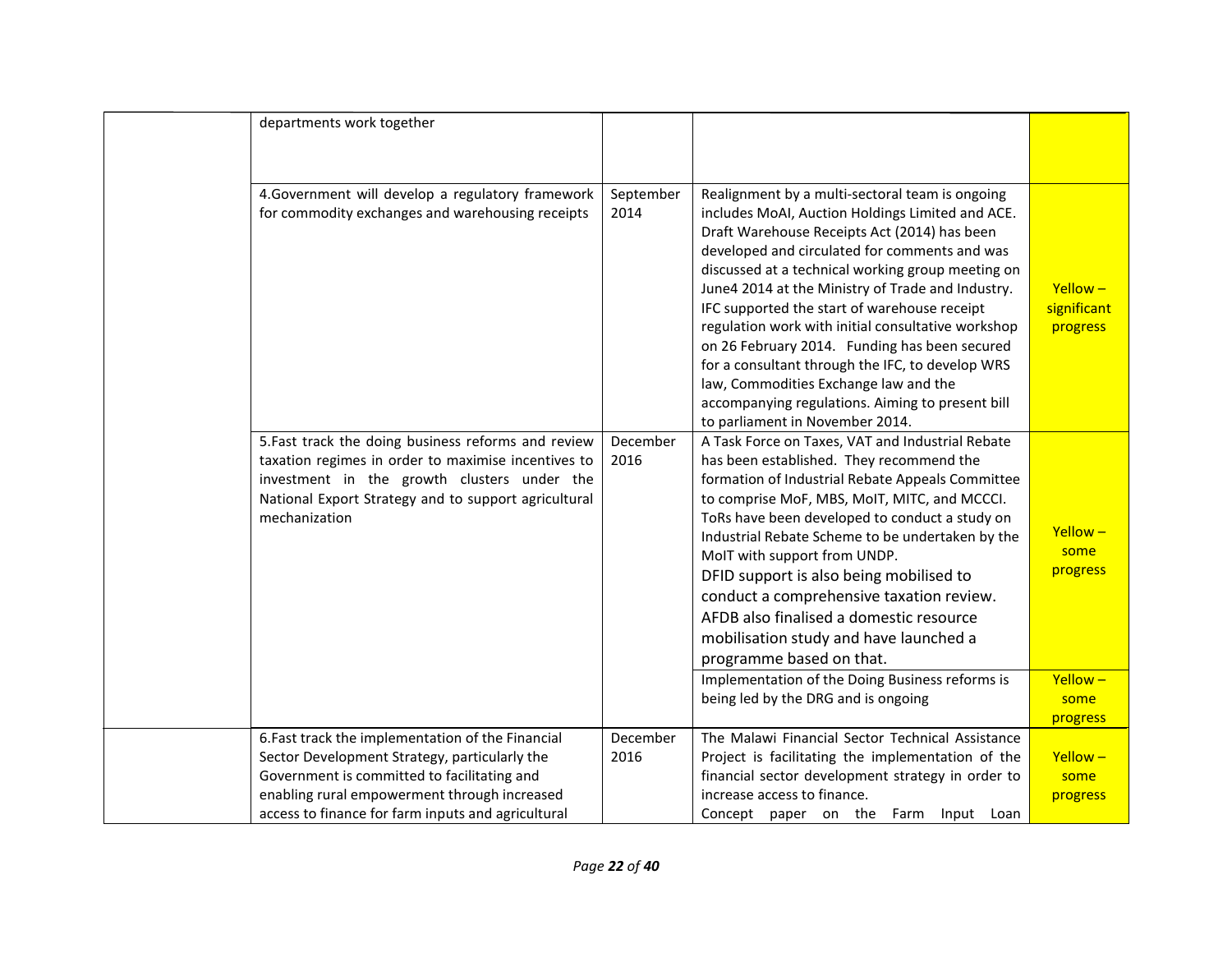| | | | | |
|---|---|---|---|---|
| | departments work together | | | |
| | 4.Government will develop a regulatory framework for commodity exchanges and warehousing receipts | September 2014 | Realignment by a multi-sectoral team is ongoing includes MoAI, Auction Holdings Limited and ACE. Draft Warehouse Receipts Act (2014) has been developed and circulated for comments and was discussed at a technical working group meeting on June4 2014 at the Ministry of Trade and Industry. IFC supported the start of warehouse receipt regulation work with initial consultative workshop on 26 February 2014. Funding has been secured for a consultant through the IFC, to develop WRS law, Commodities Exchange law and the accompanying regulations. Aiming to present bill to parliament in November 2014. | Yellow – significant progress |
| | 5.Fast track the doing business reforms and review taxation regimes in order to maximise incentives to investment in the growth clusters under the National Export Strategy and to support agricultural mechanization | December 2016 | A Task Force on Taxes, VAT and Industrial Rebate has been established. They recommend the formation of Industrial Rebate Appeals Committee to comprise MoF, MBS, MoIT, MITC, and MCCCI. ToRs have been developed to conduct a study on Industrial Rebate Scheme to be undertaken by the MoIT with support from UNDP.<br>DFID support is also being mobilised to conduct a comprehensive taxation review. AFDB also finalised a domestic resource mobilisation study and have launched a programme based on that. | Yellow – some progress |
| | | | Implementation of the Doing Business reforms is being led by the DRG and is ongoing | Yellow – some progress |
| | 6.Fast track the implementation of the Financial Sector Development Strategy, particularly the Government is committed to facilitating and enabling rural empowerment through increased access to finance for farm inputs and agricultural | December 2016 | The Malawi Financial Sector Technical Assistance Project is facilitating the implementation of the financial sector development strategy in order to increase access to finance.<br>Concept paper on the Farm Input Loan | Yellow – some progress |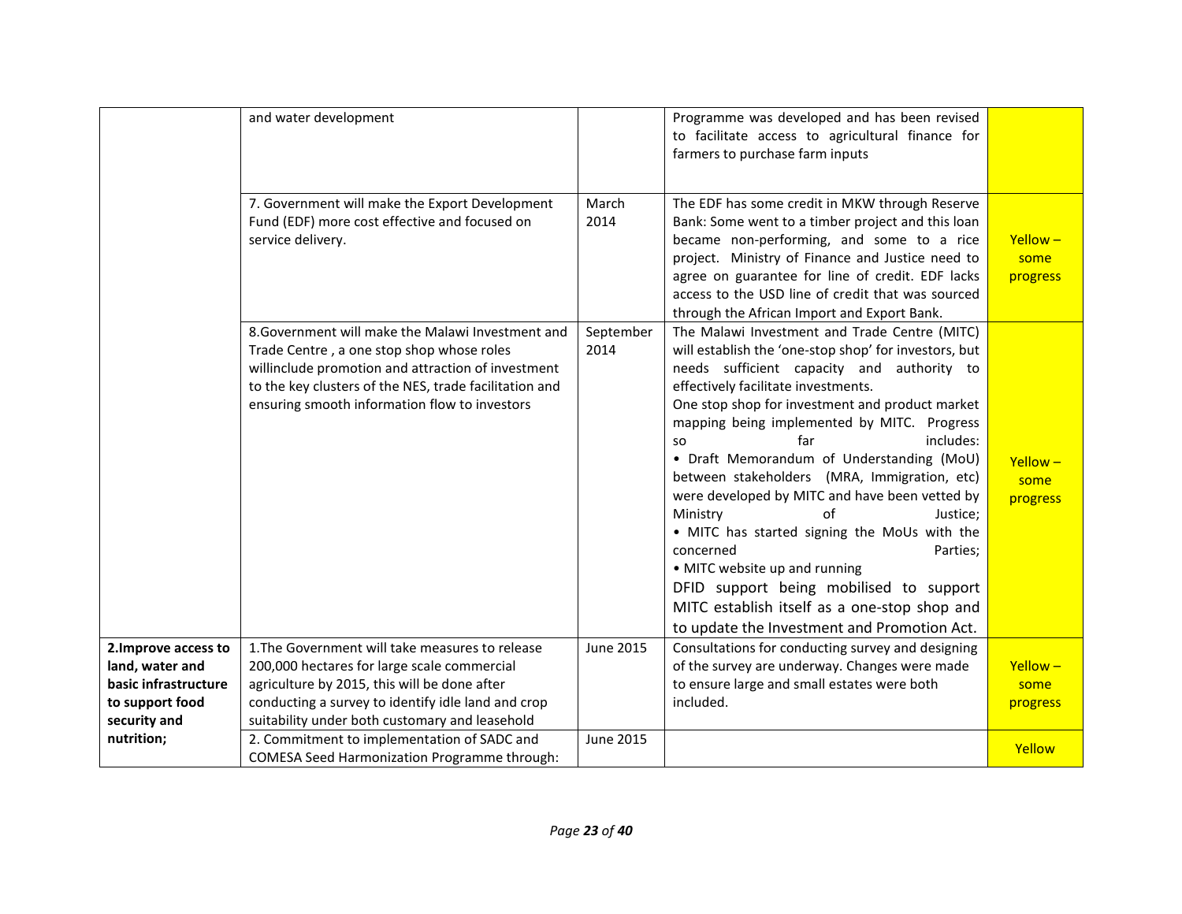| | | | | |
|---|---|---|---|---|
| | and water development | | Programme was developed and has been revised to facilitate access to agricultural finance for farmers to purchase farm inputs | |
| | 7. Government will make the Export Development Fund (EDF) more cost effective and focused on service delivery. | March 2014 | The EDF has some credit in MKW through Reserve Bank: Some went to a timber project and this loan became non-performing, and some to a rice project. Ministry of Finance and Justice need to agree on guarantee for line of credit. EDF lacks access to the USD line of credit that was sourced through the African Import and Export Bank. | Yellow – some progress |
| | 8.Government will make the Malawi Investment and Trade Centre , a one stop shop whose roles willinclude promotion and attraction of investment to the key clusters of the NES, trade facilitation and ensuring smooth information flow to investors | September 2014 | The Malawi Investment and Trade Centre (MITC) will establish the 'one-stop shop' for investors, but needs sufficient capacity and authority to effectively facilitate investments.<br>One stop shop for investment and product market mapping being implemented by MITC. Progress so far includes:<br>• Draft Memorandum of Understanding (MoU) between stakeholders (MRA, Immigration, etc) were developed by MITC and have been vetted by Ministry of Justice;<br>• MITC has started signing the MoUs with the concerned Parties;<br>• MITC website up and running<br>DFID support being mobilised to support MITC establish itself as a one-stop shop and to update the Investment and Promotion Act. | Yellow – some progress |
| **2.Improve access to land, water and basic infrastructure to support food security and nutrition;** | 1.The Government will take measures to release 200,000 hectares for large scale commercial agriculture by 2015, this will be done after conducting a survey to identify idle land and crop suitability under both customary and leasehold | June 2015 | Consultations for conducting survey and designing of the survey are underway. Changes were made to ensure large and small estates were both included. | Yellow – some progress |
| | 2. Commitment to implementation of SADC and COMESA Seed Harmonization Programme through: | June 2015 | | Yellow |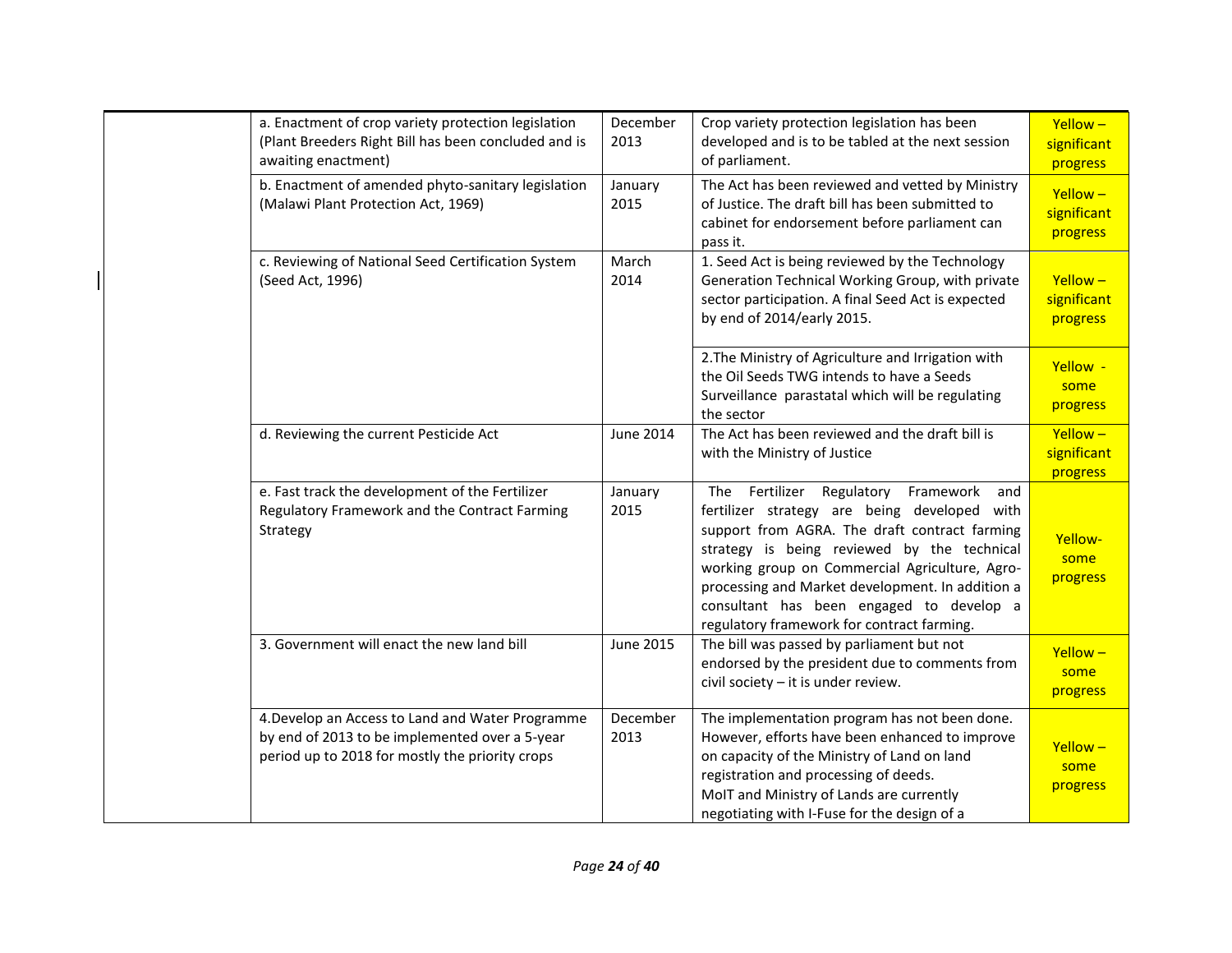| | | | | |
|---|---|---|---|---|
| | a. Enactment of crop variety protection legislation (Plant Breeders Right Bill has been concluded and is awaiting enactment) | December 2013 | Crop variety protection legislation has been developed and is to be tabled at the next session of parliament. | Yellow – significant progress |
| | b. Enactment of amended phyto-sanitary legislation (Malawi Plant Protection Act, 1969) | January 2015 | The Act has been reviewed and vetted by Ministry of Justice. The draft bill has been submitted to cabinet for endorsement before parliament can pass it. | Yellow – significant progress |
| | c. Reviewing of National Seed Certification System (Seed Act, 1996) | March 2014 | 1. Seed Act is being reviewed by the Technology Generation Technical Working Group, with private sector participation. A final Seed Act is expected by end of 2014/early 2015. | Yellow – significant progress |
| | | | 2.The Ministry of Agriculture and Irrigation with the Oil Seeds TWG intends to have a Seeds Surveillance parastatal which will be regulating the sector | Yellow - some progress |
| | d. Reviewing the current Pesticide Act | June 2014 | The Act has been reviewed and the draft bill is with the Ministry of Justice | Yellow – significant progress |
| | e. Fast track the development of the Fertilizer Regulatory Framework and the Contract Farming Strategy | January 2015 | The Fertilizer Regulatory Framework and fertilizer strategy are being developed with support from AGRA. The draft contract farming strategy is being reviewed by the technical working group on Commercial Agriculture, Agro-processing and Market development. In addition a consultant has been engaged to develop a regulatory framework for contract farming. | Yellow- some progress |
| | 3. Government will enact the new land bill | June 2015 | The bill was passed by parliament but not endorsed by the president due to comments from civil society – it is under review. | Yellow – some progress |
| | 4.Develop an Access to Land and Water Programme by end of 2013 to be implemented over a 5-year period up to 2018 for mostly the priority crops | December 2013 | The implementation program has not been done. However, efforts have been enhanced to improve on capacity of the Ministry of Land on land registration and processing of deeds.<br>MoIT and Ministry of Lands are currently negotiating with I-Fuse for the design of a | Yellow – some progress |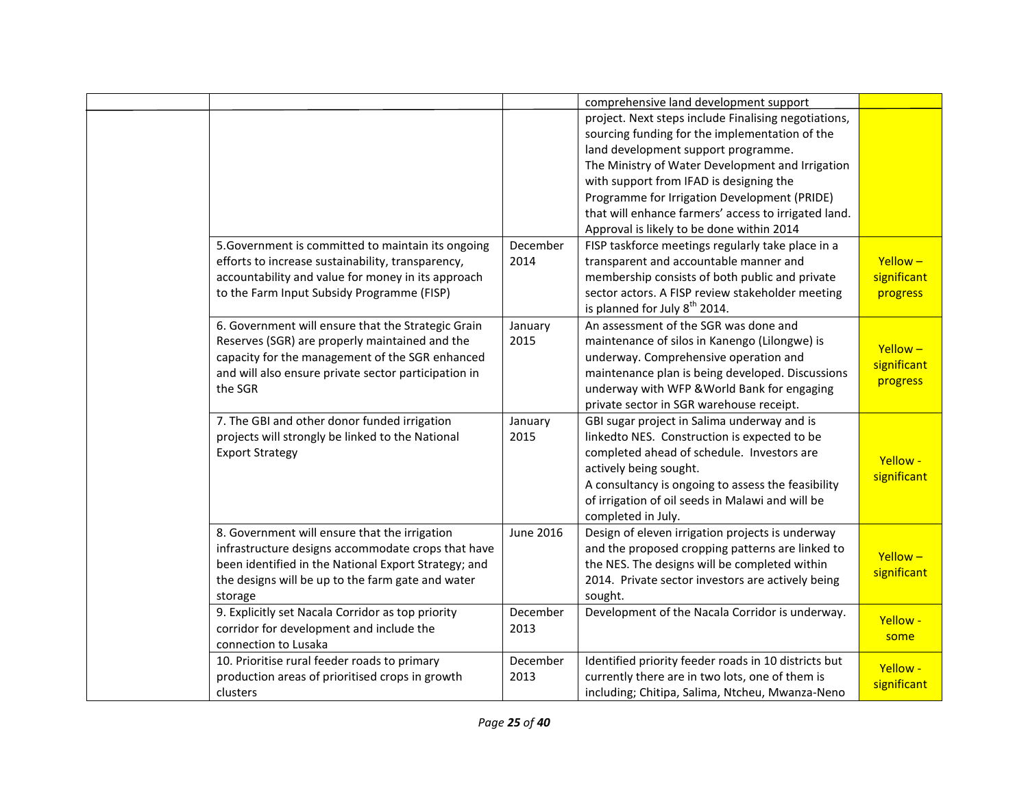| | | | | |
|---|---|---|---|---|
| | | | comprehensive land development support project. Next steps include Finalising negotiations, sourcing funding for the implementation of the land development support programme. The Ministry of Water Development and Irrigation with support from IFAD is designing the Programme for Irrigation Development (PRIDE) that will enhance farmers' access to irrigated land. Approval is likely to be done within 2014 | |
| | 5.Government is committed to maintain its ongoing efforts to increase sustainability, transparency, accountability and value for money in its approach to the Farm Input Subsidy Programme (FISP) | December 2014 | FISP taskforce meetings regularly take place in a transparent and accountable manner and membership consists of both public and private sector actors. A FISP review stakeholder meeting is planned for July 8th 2014. | Yellow – significant progress |
| | 6. Government will ensure that the Strategic Grain Reserves (SGR) are properly maintained and the capacity for the management of the SGR enhanced and will also ensure private sector participation in the SGR | January 2015 | An assessment of the SGR was done and maintenance of silos in Kanengo (Lilongwe) is underway. Comprehensive operation and maintenance plan is being developed. Discussions underway with WFP &World Bank for engaging private sector in SGR warehouse receipt. | Yellow – significant progress |
| | 7. The GBI and other donor funded irrigation projects will strongly be linked to the National Export Strategy | January 2015 | GBI sugar project in Salima underway and is linkedto NES. Construction is expected to be completed ahead of schedule. Investors are actively being sought. A consultancy is ongoing to assess the feasibility of irrigation of oil seeds in Malawi and will be completed in July. | Yellow - significant |
| | 8. Government will ensure that the irrigation infrastructure designs accommodate crops that have been identified in the National Export Strategy; and the designs will be up to the farm gate and water storage | June 2016 | Design of eleven irrigation projects is underway and the proposed cropping patterns are linked to the NES. The designs will be completed within 2014. Private sector investors are actively being sought. | Yellow – significant |
| | 9. Explicitly set Nacala Corridor as top priority corridor for development and include the connection to Lusaka | December 2013 | Development of the Nacala Corridor is underway. | Yellow - some |
| | 10. Prioritise rural feeder roads to primary production areas of prioritised crops in growth clusters | December 2013 | Identified priority feeder roads in 10 districts but currently there are in two lots, one of them is including; Chitipa, Salima, Ntcheu, Mwanza-Neno | Yellow - significant |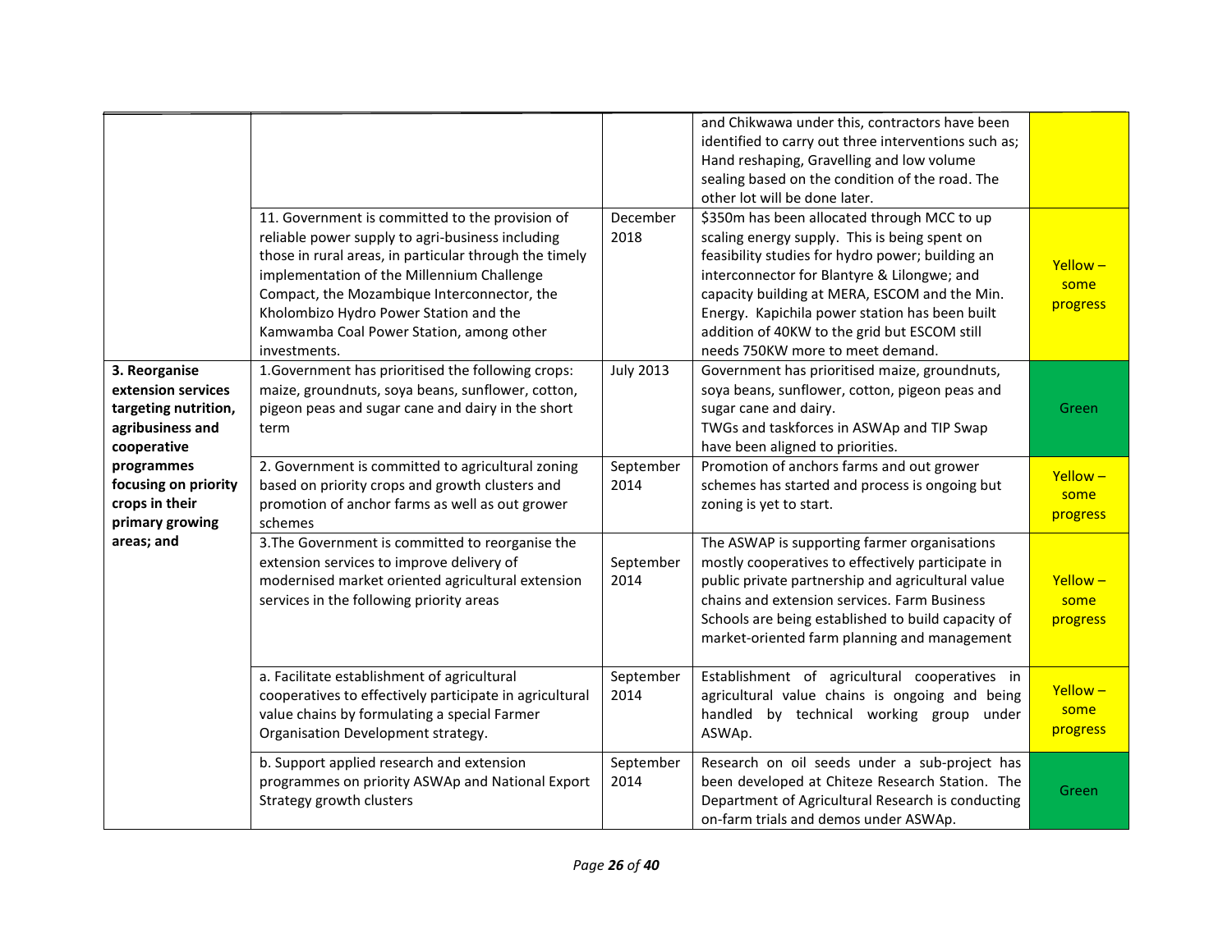| | | | | |
|---|---|---|---|---|
| | | | and Chikwawa under this, contractors have been identified to carry out three interventions such as; Hand reshaping, Gravelling and low volume sealing based on the condition of the road. The other lot will be done later. | |
| | 11. Government is committed to the provision of reliable power supply to agri-business including those in rural areas, in particular through the timely implementation of the Millennium Challenge Compact, the Mozambique Interconnector, the Kholombizo Hydro Power Station and the Kamwamba Coal Power Station, among other investments. | December 2018 | $350m has been allocated through MCC to up scaling energy supply. This is being spent on feasibility studies for hydro power; building an interconnector for Blantyre & Lilongwe; and capacity building at MERA, ESCOM and the Min. Energy. Kapichila power station has been built addition of 40KW to the grid but ESCOM still needs 750KW more to meet demand. | Yellow – some progress |
| **3. Reorganise extension services targeting nutrition, agribusiness and cooperative programmes focusing on priority crops in their primary growing areas; and** | 1.Government has prioritised the following crops: maize, groundnuts, soya beans, sunflower, cotton, pigeon peas and sugar cane and dairy in the short term | July 2013 | Government has prioritised maize, groundnuts, soya beans, sunflower, cotton, pigeon peas and sugar cane and dairy. TWGs and taskforces in ASWAp and TIP Swap have been aligned to priorities. | Green |
| | 2. Government is committed to agricultural zoning based on priority crops and growth clusters and promotion of anchor farms as well as out grower schemes | September 2014 | Promotion of anchors farms and out grower schemes has started and process is ongoing but zoning is yet to start. | Yellow – some progress |
| | 3.The Government is committed to reorganise the extension services to improve delivery of modernised market oriented agricultural extension services in the following priority areas | September 2014 | The ASWAP is supporting farmer organisations mostly cooperatives to effectively participate in public private partnership and agricultural value chains and extension services. Farm Business Schools are being established to build capacity of market-oriented farm planning and management | Yellow – some progress |
| | a. Facilitate establishment of agricultural cooperatives to effectively participate in agricultural value chains by formulating a special Farmer Organisation Development strategy. | September 2014 | Establishment of agricultural cooperatives in agricultural value chains is ongoing and being handled by technical working group under ASWAp. | Yellow – some progress |
| | b. Support applied research and extension programmes on priority ASWAp and National Export Strategy growth clusters | September 2014 | Research on oil seeds under a sub-project has been developed at Chiteze Research Station. The Department of Agricultural Research is conducting on-farm trials and demos under ASWAp. | Green |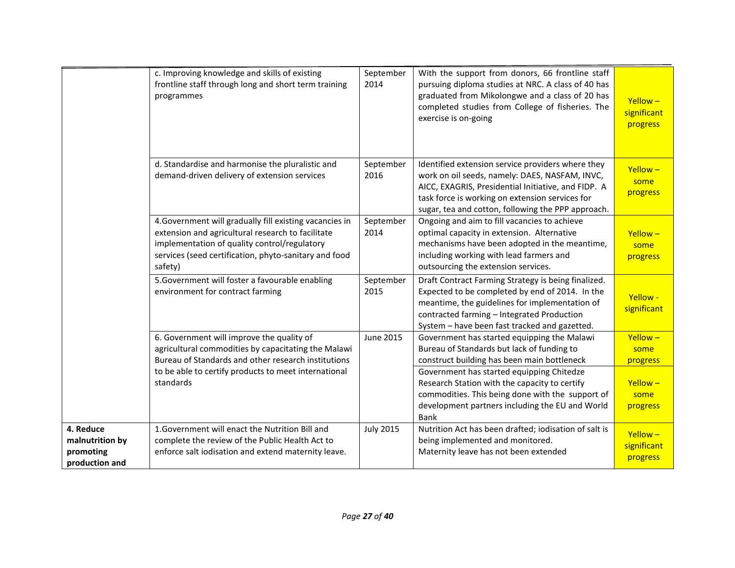| | | | | |
|---|---|---|---|---|
| | c. Improving knowledge and skills of existing frontline staff through long and short term training programmes | September 2014 | With the support from donors, 66 frontline staff pursuing diploma studies at NRC. A class of 40 has graduated from Mikolongwe and a class of 20 has completed studies from College of fisheries. The exercise is on-going | Yellow – significant progress |
| | d. Standardise and harmonise the pluralistic and demand-driven delivery of extension services | September 2016 | Identified extension service providers where they work on oil seeds, namely: DAES, NASFAM, INVC, AICC, EXAGRIS, Presidential Initiative, and FIDP. A task force is working on extension services for sugar, tea and cotton, following the PPP approach. | Yellow – some progress |
| | 4.Government will gradually fill existing vacancies in extension and agricultural research to facilitate implementation of quality control/regulatory services (seed certification, phyto-sanitary and food safety) | September 2014 | Ongoing and aim to fill vacancies to achieve optimal capacity in extension. Alternative mechanisms have been adopted in the meantime, including working with lead farmers and outsourcing the extension services. | Yellow – some progress |
| | 5.Government will foster a favourable enabling environment for contract farming | September 2015 | Draft Contract Farming Strategy is being finalized. Expected to be completed by end of 2014. In the meantime, the guidelines for implementation of contracted farming – Integrated Production System – have been fast tracked and gazetted. | Yellow - significant |
| | 6. Government will improve the quality of agricultural commodities by capacitating the Malawi Bureau of Standards and other research institutions to be able to certify products to meet international standards | June 2015 | Government has started equipping the Malawi Bureau of Standards but lack of funding to construct building has been main bottleneck | Yellow – some progress |
| | | | Government has started equipping Chitedze Research Station with the capacity to certify commodities. This being done with the support of development partners including the EU and World Bank | Yellow – some progress |
| **4. Reduce malnutrition by promoting production and** | 1.Government will enact the Nutrition Bill and complete the review of the Public Health Act to enforce salt iodisation and extend maternity leave. | July 2015 | Nutrition Act has been drafted; iodisation of salt is being implemented and monitored.<br>Maternity leave has not been extended | Yellow – significant progress |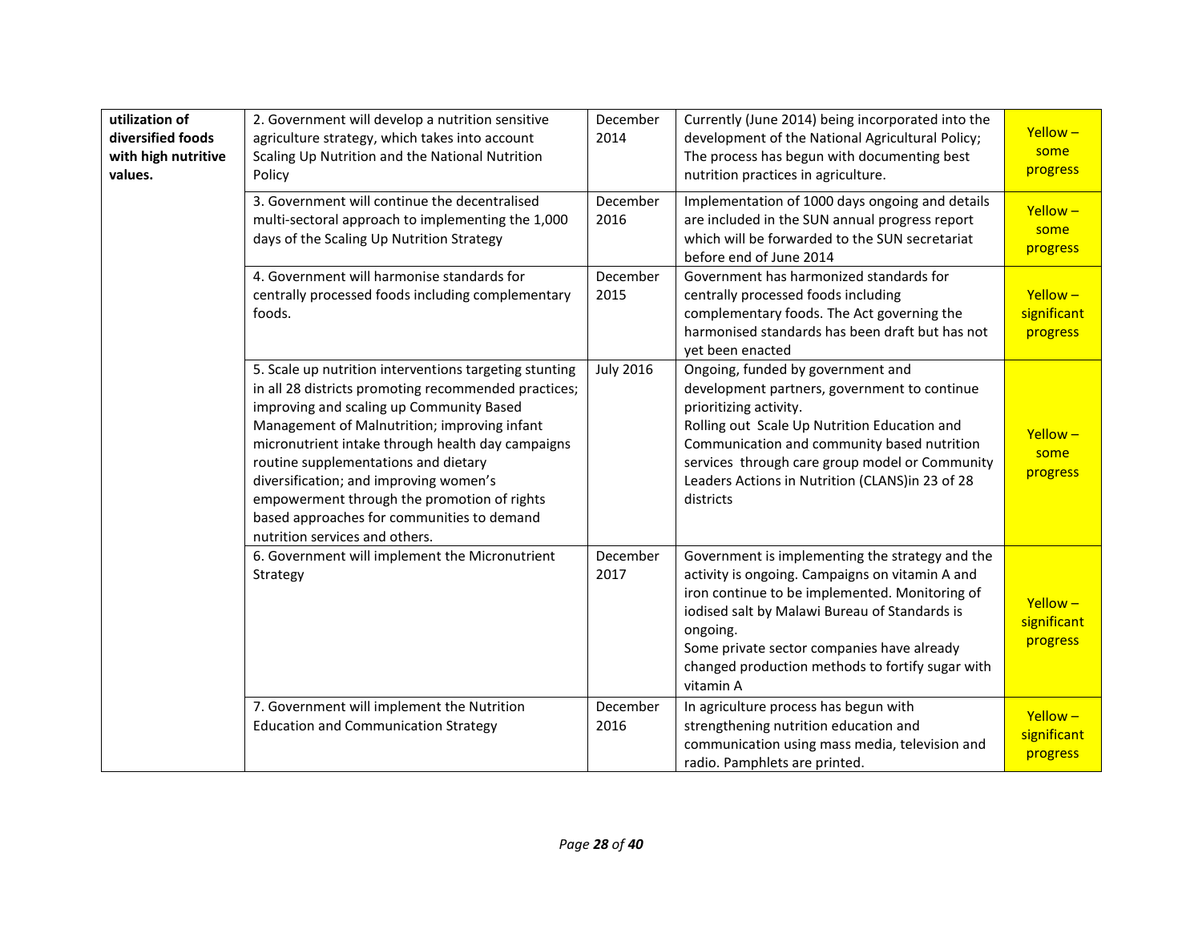| | | | | |
|---|---|---|---|---|
| **utilization of diversified foods with high nutritive values.** | 2. Government will develop a nutrition sensitive agriculture strategy, which takes into account Scaling Up Nutrition and the National Nutrition Policy | December 2014 | Currently (June 2014) being incorporated into the development of the National Agricultural Policy; The process has begun with documenting best nutrition practices in agriculture. | Yellow – some progress |
| | 3. Government will continue the decentralised multi-sectoral approach to implementing the 1,000 days of the Scaling Up Nutrition Strategy | December 2016 | Implementation of 1000 days ongoing and details are included in the SUN annual progress report which will be forwarded to the SUN secretariat before end of June 2014 | Yellow – some progress |
| | 4. Government will harmonise standards for centrally processed foods including complementary foods. | December 2015 | Government has harmonized standards for centrally processed foods including complementary foods. The Act governing the harmonised standards has been draft but has not yet been enacted | Yellow – significant progress |
| | 5. Scale up nutrition interventions targeting stunting in all 28 districts promoting recommended practices; improving and scaling up Community Based Management of Malnutrition; improving infant micronutrient intake through health day campaigns routine supplementations and dietary diversification; and improving women's empowerment through the promotion of rights based approaches for communities to demand nutrition services and others. | July 2016 | Ongoing, funded by government and development partners, government to continue prioritizing activity.<br>Rolling out Scale Up Nutrition Education and Communication and community based nutrition services through care group model or Community Leaders Actions in Nutrition (CLANS)in 23 of 28 districts | Yellow – some progress |
| | 6. Government will implement the Micronutrient Strategy | December 2017 | Government is implementing the strategy and the activity is ongoing. Campaigns on vitamin A and iron continue to be implemented. Monitoring of iodised salt by Malawi Bureau of Standards is ongoing.<br>Some private sector companies have already changed production methods to fortify sugar with vitamin A | Yellow – significant progress |
| | 7. Government will implement the Nutrition Education and Communication Strategy | December 2016 | In agriculture process has begun with strengthening nutrition education and communication using mass media, television and radio. Pamphlets are printed. | Yellow – significant progress |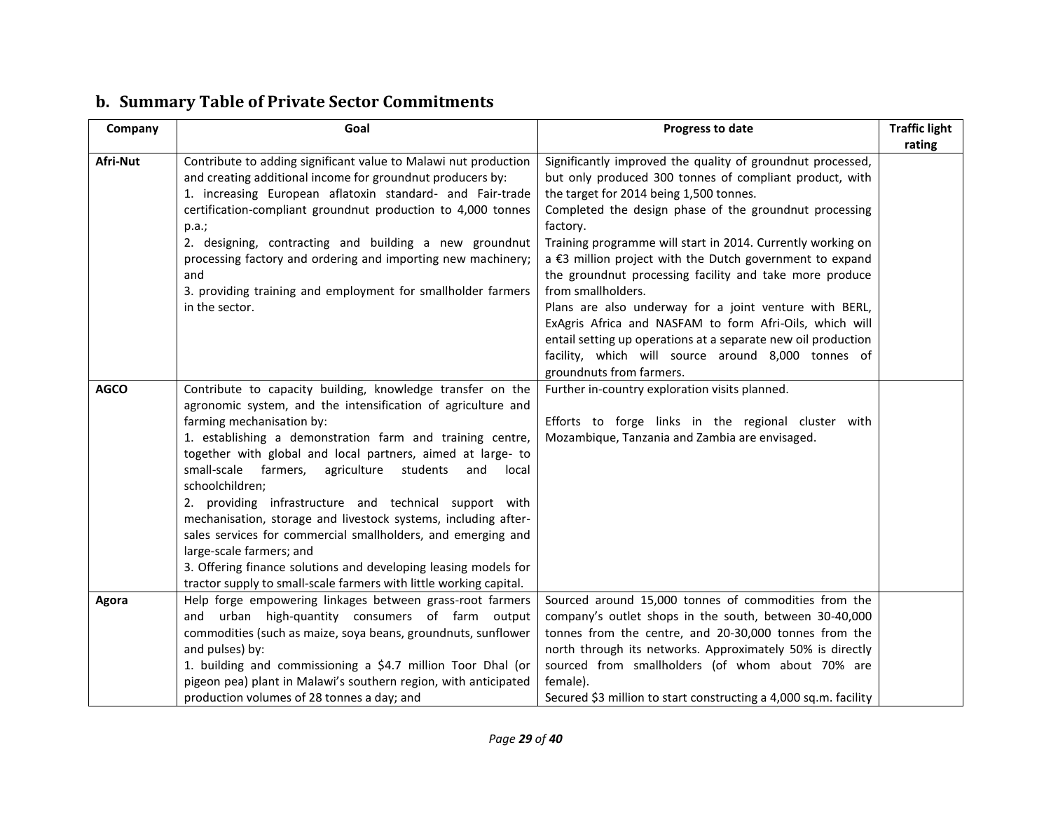## b. Summary Table of Private Sector Commitments

| Company | Goal | Progress to date | Traffic light rating |
|---|---|---|---|
| **Afri-Nut** | Contribute to adding significant value to Malawi nut production and creating additional income for groundnut producers by:<br>1. increasing European aflatoxin standard- and Fair-trade certification-compliant groundnut production to 4,000 tonnes p.a.;<br>2. designing, contracting and building a new groundnut processing factory and ordering and importing new machinery; and<br>3. providing training and employment for smallholder farmers in the sector. | Significantly improved the quality of groundnut processed, but only produced 300 tonnes of compliant product, with the target for 2014 being 1,500 tonnes.<br>Completed the design phase of the groundnut processing factory.<br>Training programme will start in 2014. Currently working on a €3 million project with the Dutch government to expand the groundnut processing facility and take more produce from smallholders.<br>Plans are also underway for a joint venture with BERL, ExAgris Africa and NASFAM to form Afri-Oils, which will entail setting up operations at a separate new oil production facility, which will source around 8,000 tonnes of groundnuts from farmers. | |
| **AGCO** | Contribute to capacity building, knowledge transfer on the agronomic system, and the intensification of agriculture and farming mechanisation by:<br>1. establishing a demonstration farm and training centre, together with global and local partners, aimed at large- to small-scale farmers, agriculture students and local schoolchildren;<br>2. providing infrastructure and technical support with mechanisation, storage and livestock systems, including after-sales services for commercial smallholders, and emerging and large-scale farmers; and<br>3. Offering finance solutions and developing leasing models for tractor supply to small-scale farmers with little working capital. | Further in-country exploration visits planned.<br><br>Efforts to forge links in the regional cluster with Mozambique, Tanzania and Zambia are envisaged. | |
| **Agora** | Help forge empowering linkages between grass-root farmers and urban high-quantity consumers of farm output commodities (such as maize, soya beans, groundnuts, sunflower and pulses) by:<br>1. building and commissioning a $4.7 million Toor Dhal (or pigeon pea) plant in Malawi's southern region, with anticipated production volumes of 28 tonnes a day; and | Sourced around 15,000 tonnes of commodities from the company's outlet shops in the south, between 30-40,000 tonnes from the centre, and 20-30,000 tonnes from the north through its networks. Approximately 50% is directly sourced from smallholders (of whom about 70% are female).<br>Secured $3 million to start constructing a 4,000 sq.m. facility | |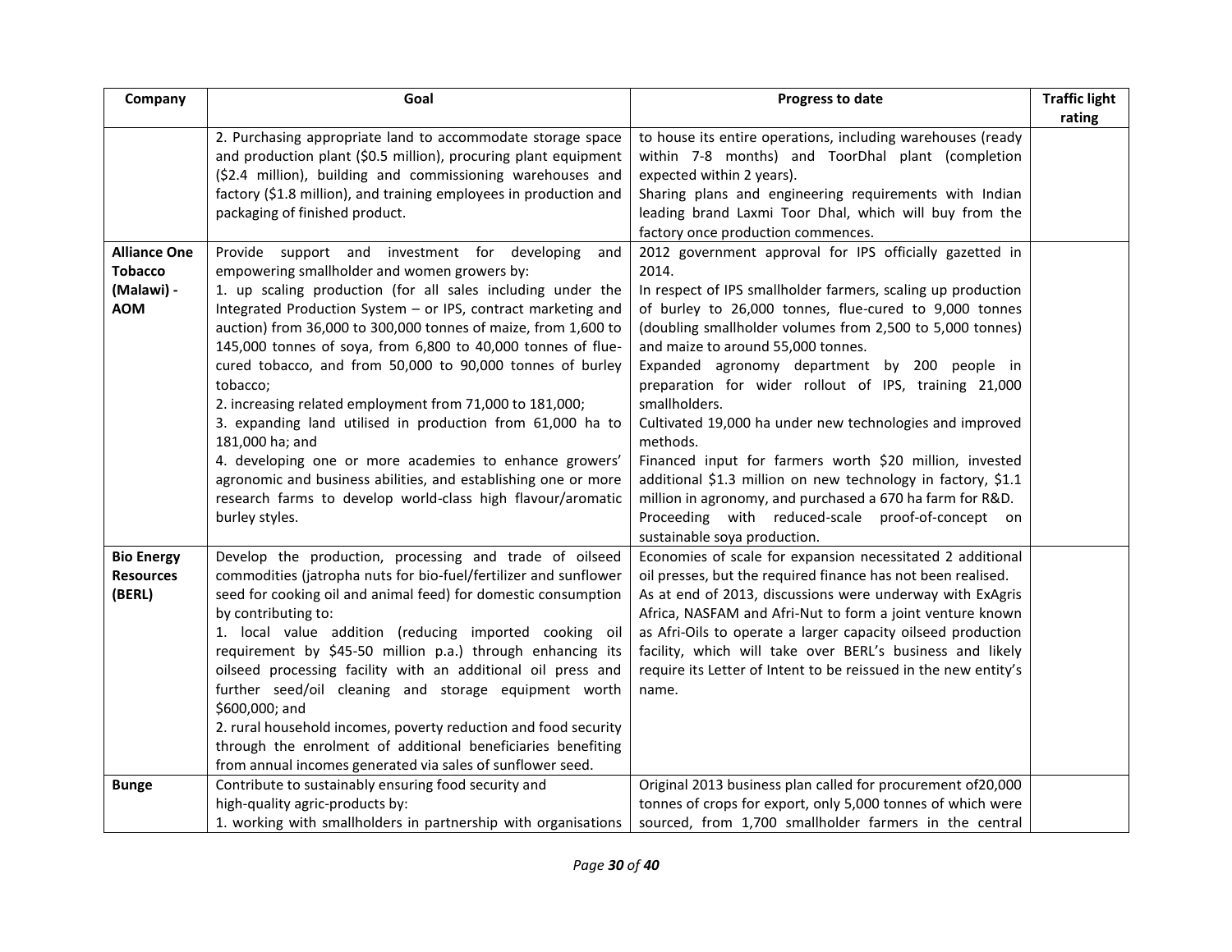| Company | Goal | Progress to date | Traffic light rating |
|---|---|---|---|
| | 2. Purchasing appropriate land to accommodate storage space and production plant ($0.5 million), procuring plant equipment ($2.4 million), building and commissioning warehouses and factory ($1.8 million), and training employees in production and packaging of finished product. | to house its entire operations, including warehouses (ready within 7-8 months) and ToorDhal plant (completion expected within 2 years).<br>Sharing plans and engineering requirements with Indian leading brand Laxmi Toor Dhal, which will buy from the factory once production commences. | |
| **Alliance One Tobacco (Malawi) - AOM** | Provide support and investment for developing and empowering smallholder and women growers by:<br>1. up scaling production (for all sales including under the Integrated Production System – or IPS, contract marketing and auction) from 36,000 to 300,000 tonnes of maize, from 1,600 to 145,000 tonnes of soya, from 6,800 to 40,000 tonnes of flue-cured tobacco, and from 50,000 to 90,000 tonnes of burley tobacco;<br>2. increasing related employment from 71,000 to 181,000;<br>3. expanding land utilised in production from 61,000 ha to 181,000 ha; and<br>4. developing one or more academies to enhance growers' agronomic and business abilities, and establishing one or more research farms to develop world-class high flavour/aromatic burley styles. | 2012 government approval for IPS officially gazetted in 2014.<br>In respect of IPS smallholder farmers, scaling up production of burley to 26,000 tonnes, flue-cured to 9,000 tonnes (doubling smallholder volumes from 2,500 to 5,000 tonnes) and maize to around 55,000 tonnes.<br>Expanded agronomy department by 200 people in preparation for wider rollout of IPS, training 21,000 smallholders.<br>Cultivated 19,000 ha under new technologies and improved methods.<br>Financed input for farmers worth $20 million, invested additional $1.3 million on new technology in factory, $1.1 million in agronomy, and purchased a 670 ha farm for R&D.<br>Proceeding with reduced-scale proof-of-concept on sustainable soya production. | |
| **Bio Energy Resources (BERL)** | Develop the production, processing and trade of oilseed commodities (jatropha nuts for bio-fuel/fertilizer and sunflower seed for cooking oil and animal feed) for domestic consumption by contributing to:<br>1. local value addition (reducing imported cooking oil requirement by $45-50 million p.a.) through enhancing its oilseed processing facility with an additional oil press and further seed/oil cleaning and storage equipment worth $600,000; and<br>2. rural household incomes, poverty reduction and food security through the enrolment of additional beneficiaries benefiting from annual incomes generated via sales of sunflower seed. | Economies of scale for expansion necessitated 2 additional oil presses, but the required finance has not been realised.<br>As at end of 2013, discussions were underway with ExAgris Africa, NASFAM and Afri-Nut to form a joint venture known as Afri-Oils to operate a larger capacity oilseed production facility, which will take over BERL's business and likely require its Letter of Intent to be reissued in the new entity's name. | |
| **Bunge** | Contribute to sustainably ensuring food security and high-quality agric-products by:<br>1. working with smallholders in partnership with organisations | Original 2013 business plan called for procurement of20,000 tonnes of crops for export, only 5,000 tonnes of which were sourced, from 1,700 smallholder farmers in the central | |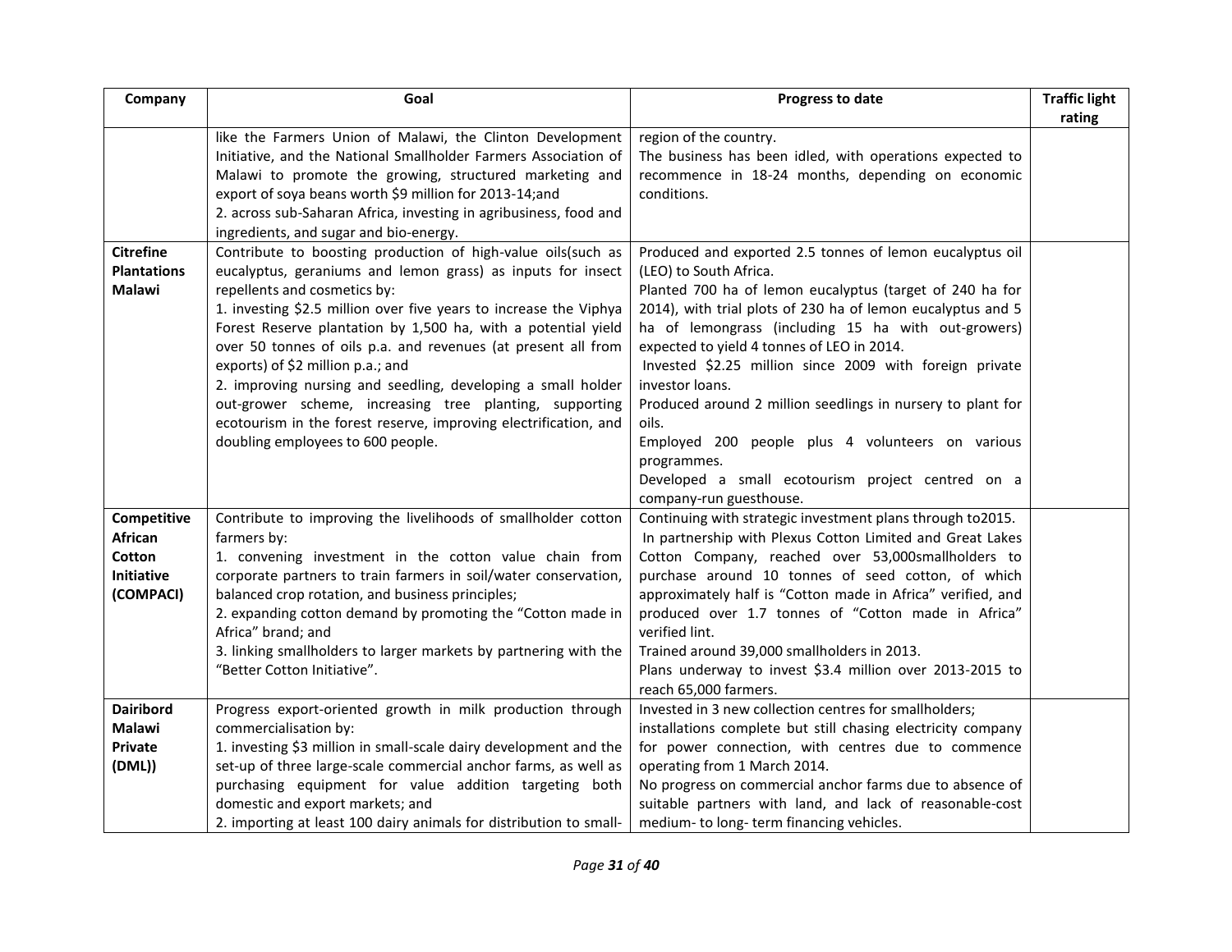| Company | Goal | Progress to date | Traffic light rating |
|---|---|---|---|
| | like the Farmers Union of Malawi, the Clinton Development Initiative, and the National Smallholder Farmers Association of Malawi to promote the growing, structured marketing and export of soya beans worth $9 million for 2013-14;and<br>2. across sub-Saharan Africa, investing in agribusiness, food and ingredients, and sugar and bio-energy. | region of the country.<br>The business has been idled, with operations expected to recommence in 18-24 months, depending on economic conditions. | |
| **Citrefine Plantations Malawi** | Contribute to boosting production of high-value oils(such as eucalyptus, geraniums and lemon grass) as inputs for insect repellents and cosmetics by:<br>1. investing $2.5 million over five years to increase the Viphya Forest Reserve plantation by 1,500 ha, with a potential yield over 50 tonnes of oils p.a. and revenues (at present all from exports) of $2 million p.a.; and<br>2. improving nursing and seedling, developing a small holder out-grower scheme, increasing tree planting, supporting ecotourism in the forest reserve, improving electrification, and doubling employees to 600 people. | Produced and exported 2.5 tonnes of lemon eucalyptus oil (LEO) to South Africa.<br>Planted 700 ha of lemon eucalyptus (target of 240 ha for 2014), with trial plots of 230 ha of lemon eucalyptus and 5 ha of lemongrass (including 15 ha with out-growers) expected to yield 4 tonnes of LEO in 2014.<br>Invested $2.25 million since 2009 with foreign private investor loans.<br>Produced around 2 million seedlings in nursery to plant for oils.<br>Employed 200 people plus 4 volunteers on various programmes.<br>Developed a small ecotourism project centred on a company-run guesthouse. | |
| **Competitive African Cotton Initiative (COMPACI)** | Contribute to improving the livelihoods of smallholder cotton farmers by:<br>1. convening investment in the cotton value chain from corporate partners to train farmers in soil/water conservation, balanced crop rotation, and business principles;<br>2. expanding cotton demand by promoting the "Cotton made in Africa" brand; and<br>3. linking smallholders to larger markets by partnering with the "Better Cotton Initiative". | Continuing with strategic investment plans through to2015.<br>In partnership with Plexus Cotton Limited and Great Lakes Cotton Company, reached over 53,000smallholders to purchase around 10 tonnes of seed cotton, of which approximately half is "Cotton made in Africa" verified, and produced over 1.7 tonnes of "Cotton made in Africa" verified lint.<br>Trained around 39,000 smallholders in 2013.<br>Plans underway to invest $3.4 million over 2013-2015 to reach 65,000 farmers. | |
| **Dairibord Malawi Private (DML))** | Progress export-oriented growth in milk production through commercialisation by:<br>1. investing $3 million in small-scale dairy development and the set-up of three large-scale commercial anchor farms, as well as purchasing equipment for value addition targeting both domestic and export markets; and<br>2. importing at least 100 dairy animals for distribution to small- | Invested in 3 new collection centres for smallholders; installations complete but still chasing electricity company for power connection, with centres due to commence operating from 1 March 2014.<br>No progress on commercial anchor farms due to absence of suitable partners with land, and lack of reasonable-cost medium- to long- term financing vehicles. | |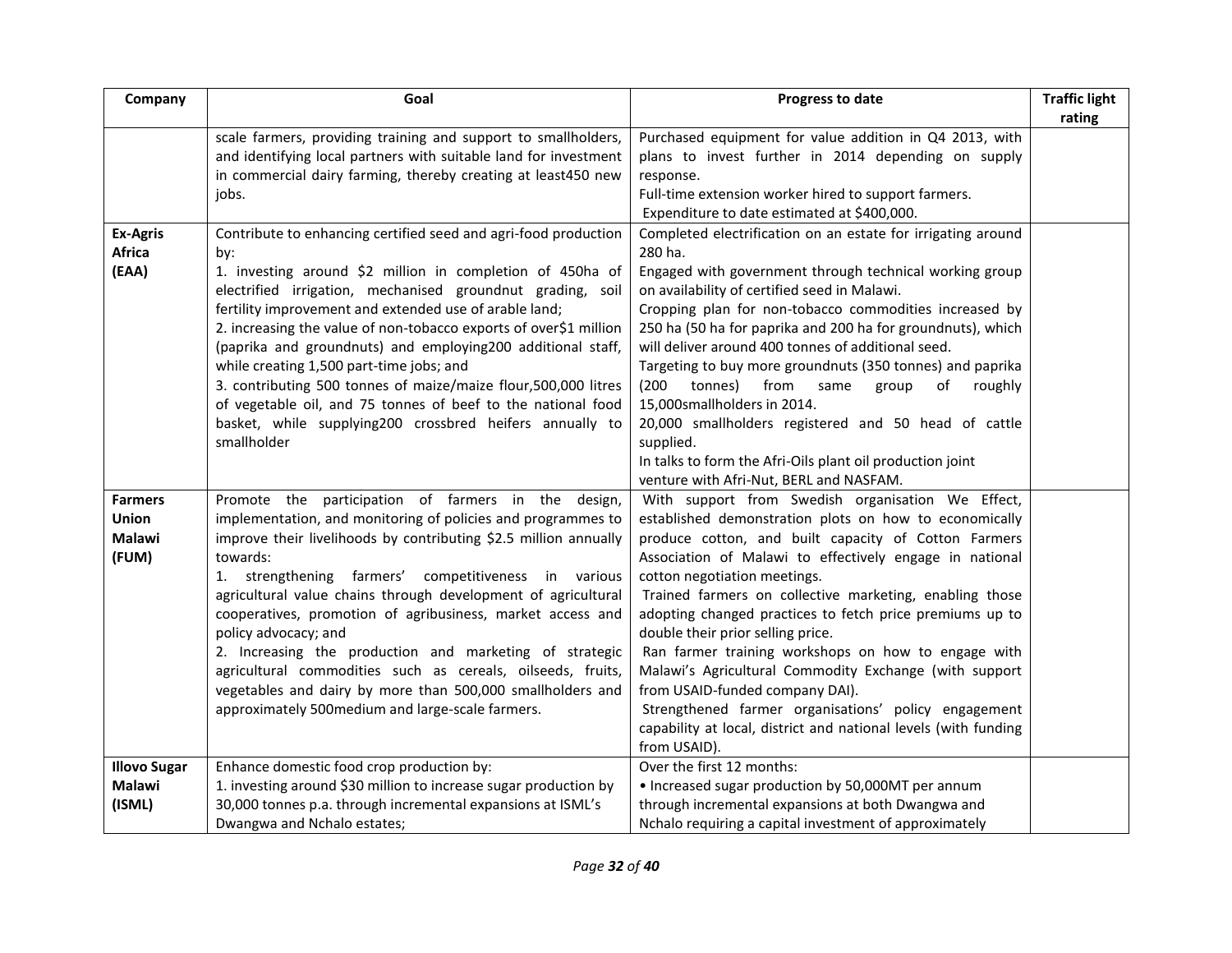| Company | Goal | Progress to date | Traffic light rating |
|---|---|---|---|
| | scale farmers, providing training and support to smallholders, and identifying local partners with suitable land for investment in commercial dairy farming, thereby creating at least450 new jobs. | Purchased equipment for value addition in Q4 2013, with plans to invest further in 2014 depending on supply response.<br>Full-time extension worker hired to support farmers.<br>Expenditure to date estimated at $400,000. | |
| **Ex-Agris Africa (EAA)** | Contribute to enhancing certified seed and agri-food production by:<br>1. investing around $2 million in completion of 450ha of electrified irrigation, mechanised groundnut grading, soil fertility improvement and extended use of arable land;<br>2. increasing the value of non-tobacco exports of over$1 million (paprika and groundnuts) and employing200 additional staff, while creating 1,500 part-time jobs; and<br>3. contributing 500 tonnes of maize/maize flour,500,000 litres of vegetable oil, and 75 tonnes of beef to the national food basket, while supplying200 crossbred heifers annually to smallholder | Completed electrification on an estate for irrigating around 280 ha.<br>Engaged with government through technical working group on availability of certified seed in Malawi.<br>Cropping plan for non-tobacco commodities increased by 250 ha (50 ha for paprika and 200 ha for groundnuts), which will deliver around 400 tonnes of additional seed.<br>Targeting to buy more groundnuts (350 tonnes) and paprika (200 tonnes) from same group of roughly 15,000smallholders in 2014.<br>20,000 smallholders registered and 50 head of cattle supplied.<br>In talks to form the Afri-Oils plant oil production joint venture with Afri-Nut, BERL and NASFAM. | |
| **Farmers Union Malawi (FUM)** | Promote the participation of farmers in the design, implementation, and monitoring of policies and programmes to improve their livelihoods by contributing $2.5 million annually towards:<br>1. strengthening farmers' competitiveness in various agricultural value chains through development of agricultural cooperatives, promotion of agribusiness, market access and policy advocacy; and<br>2. Increasing the production and marketing of strategic agricultural commodities such as cereals, oilseeds, fruits, vegetables and dairy by more than 500,000 smallholders and approximately 500medium and large-scale farmers. | With support from Swedish organisation We Effect, established demonstration plots on how to economically produce cotton, and built capacity of Cotton Farmers Association of Malawi to effectively engage in national cotton negotiation meetings.<br>Trained farmers on collective marketing, enabling those adopting changed practices to fetch price premiums up to double their prior selling price.<br>Ran farmer training workshops on how to engage with Malawi's Agricultural Commodity Exchange (with support from USAID-funded company DAI).<br>Strengthened farmer organisations' policy engagement capability at local, district and national levels (with funding from USAID). | |
| **Illovo Sugar Malawi (ISML)** | Enhance domestic food crop production by:<br>1. investing around $30 million to increase sugar production by 30,000 tonnes p.a. through incremental expansions at ISML's Dwangwa and Nchalo estates; | Over the first 12 months:<br>• Increased sugar production by 50,000MT per annum through incremental expansions at both Dwangwa and Nchalo requiring a capital investment of approximately | |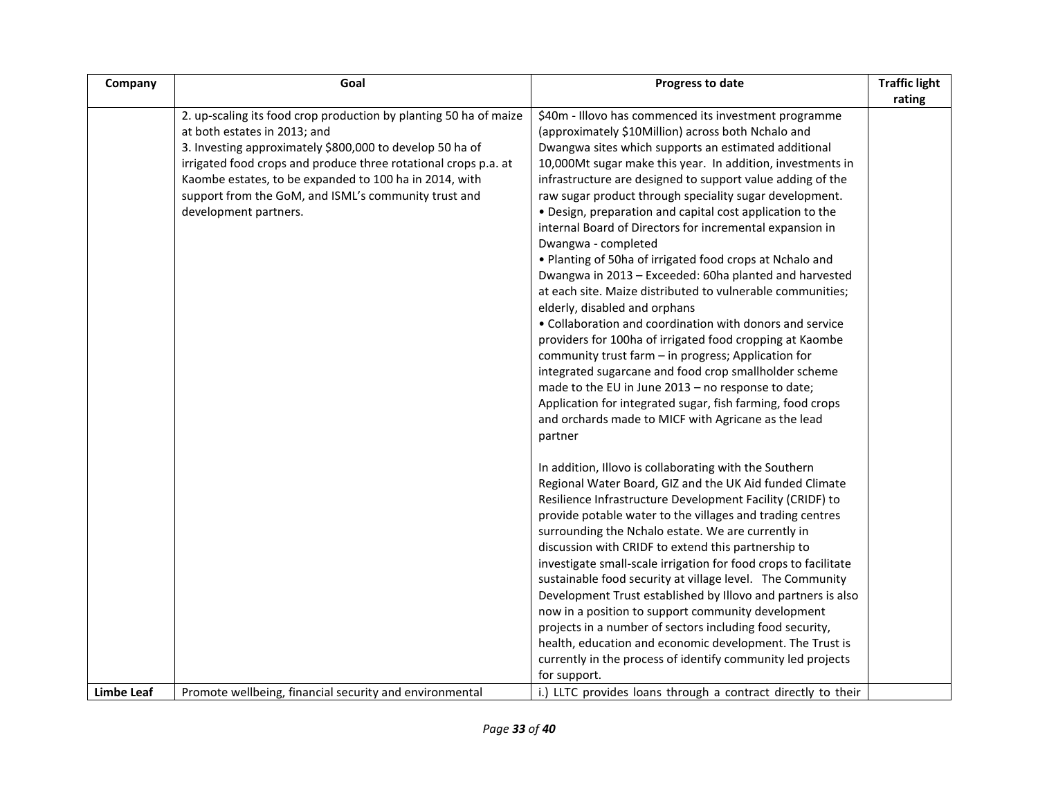| Company | Goal | Progress to date | Traffic light rating |
|---|---|---|---|
| | 2. up-scaling its food crop production by planting 50 ha of maize at both estates in 2013; and<br>3. Investing approximately $800,000 to develop 50 ha of irrigated food crops and produce three rotational crops p.a. at Kaombe estates, to be expanded to 100 ha in 2014, with support from the GoM, and ISML's community trust and development partners. | $40m - Illovo has commenced its investment programme (approximately $10Million) across both Nchalo and Dwangwa sites which supports an estimated additional 10,000Mt sugar make this year. In addition, investments in infrastructure are designed to support value adding of the raw sugar product through speciality sugar development.<br>• Design, preparation and capital cost application to the internal Board of Directors for incremental expansion in Dwangwa - completed<br>• Planting of 50ha of irrigated food crops at Nchalo and Dwangwa in 2013 – Exceeded: 60ha planted and harvested at each site. Maize distributed to vulnerable communities; elderly, disabled and orphans<br>• Collaboration and coordination with donors and service providers for 100ha of irrigated food cropping at Kaombe community trust farm – in progress; Application for integrated sugarcane and food crop smallholder scheme made to the EU in June 2013 – no response to date; Application for integrated sugar, fish farming, food crops and orchards made to MICF with Agricane as the lead partner<br><br>In addition, Illovo is collaborating with the Southern Regional Water Board, GIZ and the UK Aid funded Climate Resilience Infrastructure Development Facility (CRIDF) to provide potable water to the villages and trading centres surrounding the Nchalo estate. We are currently in discussion with CRIDF to extend this partnership to investigate small-scale irrigation for food crops to facilitate sustainable food security at village level. The Community Development Trust established by Illovo and partners is also now in a position to support community development projects in a number of sectors including food security, health, education and economic development. The Trust is currently in the process of identify community led projects for support. | |
| **Limbe Leaf** | Promote wellbeing, financial security and environmental | i.) LLTC provides loans through a contract directly to their | |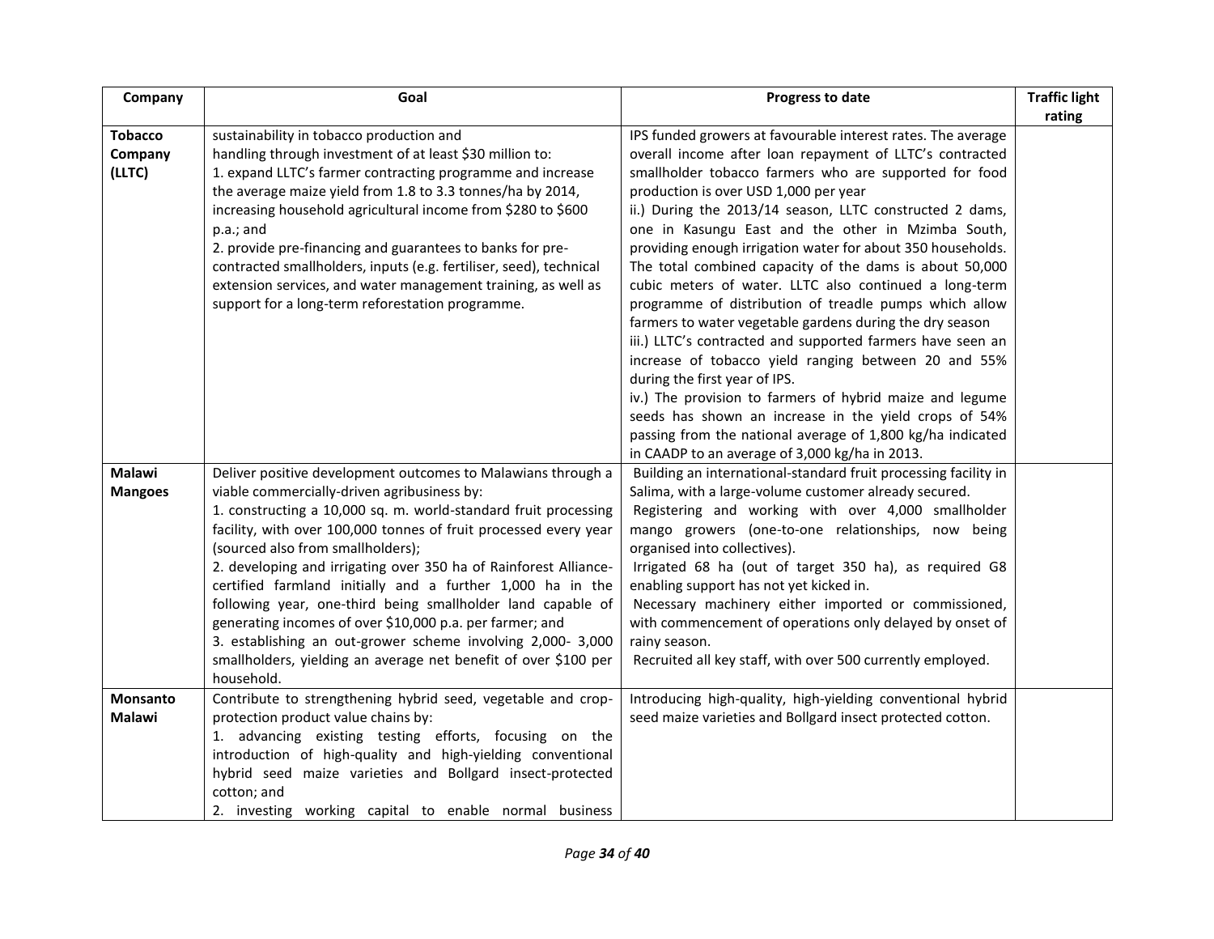| Company | Goal | Progress to date | Traffic light rating |
|---|---|---|---|
| **Tobacco Company (LLTC)** | sustainability in tobacco production and handling through investment of at least $30 million to:<br>1. expand LLTC's farmer contracting programme and increase the average maize yield from 1.8 to 3.3 tonnes/ha by 2014, increasing household agricultural income from $280 to $600 p.a.; and<br>2. provide pre-financing and guarantees to banks for pre-contracted smallholders, inputs (e.g. fertiliser, seed), technical extension services, and water management training, as well as support for a long-term reforestation programme. | IPS funded growers at favourable interest rates. The average overall income after loan repayment of LLTC's contracted smallholder tobacco farmers who are supported for food production is over USD 1,000 per year<br>ii.) During the 2013/14 season, LLTC constructed 2 dams, one in Kasungu East and the other in Mzimba South, providing enough irrigation water for about 350 households. The total combined capacity of the dams is about 50,000 cubic meters of water. LLTC also continued a long-term programme of distribution of treadle pumps which allow farmers to water vegetable gardens during the dry season<br>iii.) LLTC's contracted and supported farmers have seen an increase of tobacco yield ranging between 20 and 55% during the first year of IPS.<br>iv.) The provision to farmers of hybrid maize and legume seeds has shown an increase in the yield crops of 54% passing from the national average of 1,800 kg/ha indicated in CAADP to an average of 3,000 kg/ha in 2013. | |
| **Malawi Mangoes** | Deliver positive development outcomes to Malawians through a viable commercially-driven agribusiness by:<br>1. constructing a 10,000 sq. m. world-standard fruit processing facility, with over 100,000 tonnes of fruit processed every year (sourced also from smallholders);<br>2. developing and irrigating over 350 ha of Rainforest Alliance-certified farmland initially and a further 1,000 ha in the following year, one-third being smallholder land capable of generating incomes of over $10,000 p.a. per farmer; and<br>3. establishing an out-grower scheme involving 2,000- 3,000 smallholders, yielding an average net benefit of over $100 per household. | Building an international-standard fruit processing facility in Salima, with a large-volume customer already secured.<br>Registering and working with over 4,000 smallholder mango growers (one-to-one relationships, now being organised into collectives).<br>Irrigated 68 ha (out of target 350 ha), as required G8 enabling support has not yet kicked in.<br>Necessary machinery either imported or commissioned, with commencement of operations only delayed by onset of rainy season.<br>Recruited all key staff, with over 500 currently employed. | |
| **Monsanto Malawi** | Contribute to strengthening hybrid seed, vegetable and crop-protection product value chains by:<br>1. advancing existing testing efforts, focusing on the introduction of high-quality and high-yielding conventional hybrid seed maize varieties and Bollgard insect-protected cotton; and<br>2. investing working capital to enable normal business | Introducing high-quality, high-yielding conventional hybrid seed maize varieties and Bollgard insect protected cotton. | |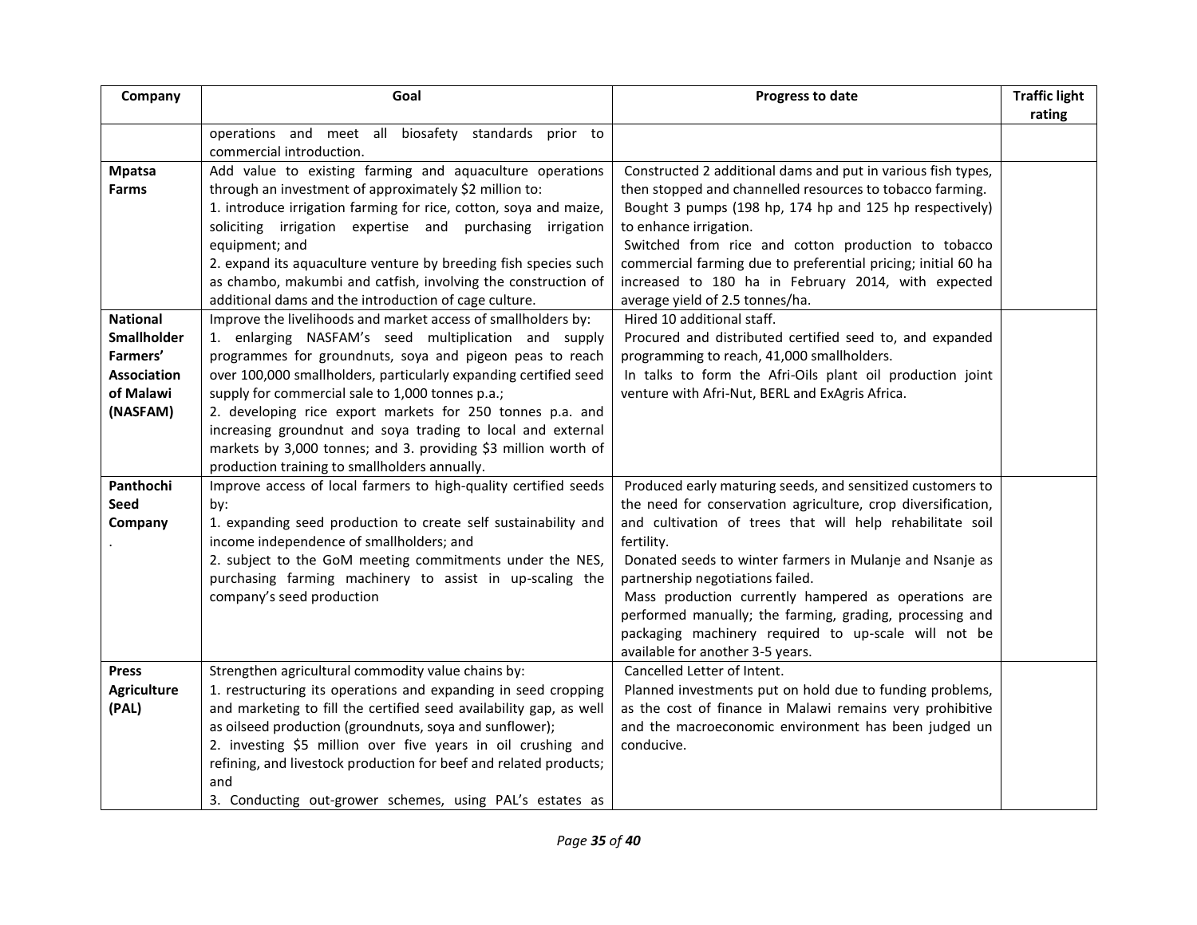| Company | Goal | Progress to date | Traffic light rating |
|---|---|---|---|
| | operations and meet all biosafety standards prior to commercial introduction. | | |
| **Mpatsa Farms** | Add value to existing farming and aquaculture operations through an investment of approximately $2 million to:<br>1. introduce irrigation farming for rice, cotton, soya and maize, soliciting irrigation expertise and purchasing irrigation equipment; and<br>2. expand its aquaculture venture by breeding fish species such as chambo, makumbi and catfish, involving the construction of additional dams and the introduction of cage culture. | Constructed 2 additional dams and put in various fish types, then stopped and channelled resources to tobacco farming.<br>Bought 3 pumps (198 hp, 174 hp and 125 hp respectively) to enhance irrigation.<br>Switched from rice and cotton production to tobacco commercial farming due to preferential pricing; initial 60 ha increased to 180 ha in February 2014, with expected average yield of 2.5 tonnes/ha. | |
| **National Smallholder Farmers' Association of Malawi (NASFAM)** | Improve the livelihoods and market access of smallholders by:<br>1. enlarging NASFAM's seed multiplication and supply programmes for groundnuts, soya and pigeon peas to reach over 100,000 smallholders, particularly expanding certified seed supply for commercial sale to 1,000 tonnes p.a.;<br>2. developing rice export markets for 250 tonnes p.a. and increasing groundnut and soya trading to local and external markets by 3,000 tonnes; and 3. providing $3 million worth of production training to smallholders annually. | Hired 10 additional staff.<br>Procured and distributed certified seed to, and expanded programming to reach, 41,000 smallholders.<br>In talks to form the Afri-Oils plant oil production joint venture with Afri-Nut, BERL and ExAgris Africa. | |
| **Panthochi Seed Company**<br>. | Improve access of local farmers to high-quality certified seeds by:<br>1. expanding seed production to create self sustainability and income independence of smallholders; and<br>2. subject to the GoM meeting commitments under the NES, purchasing farming machinery to assist in up-scaling the company's seed production | Produced early maturing seeds, and sensitized customers to the need for conservation agriculture, crop diversification, and cultivation of trees that will help rehabilitate soil fertility.<br>Donated seeds to winter farmers in Mulanje and Nsanje as partnership negotiations failed.<br>Mass production currently hampered as operations are performed manually; the farming, grading, processing and packaging machinery required to up-scale will not be available for another 3-5 years. | |
| **Press Agriculture (PAL)** | Strengthen agricultural commodity value chains by:<br>1. restructuring its operations and expanding in seed cropping and marketing to fill the certified seed availability gap, as well as oilseed production (groundnuts, soya and sunflower);<br>2. investing $5 million over five years in oil crushing and refining, and livestock production for beef and related products; and<br>3. Conducting out-grower schemes, using PAL's estates as | Cancelled Letter of Intent.<br>Planned investments put on hold due to funding problems, as the cost of finance in Malawi remains very prohibitive and the macroeconomic environment has been judged un conducive. | |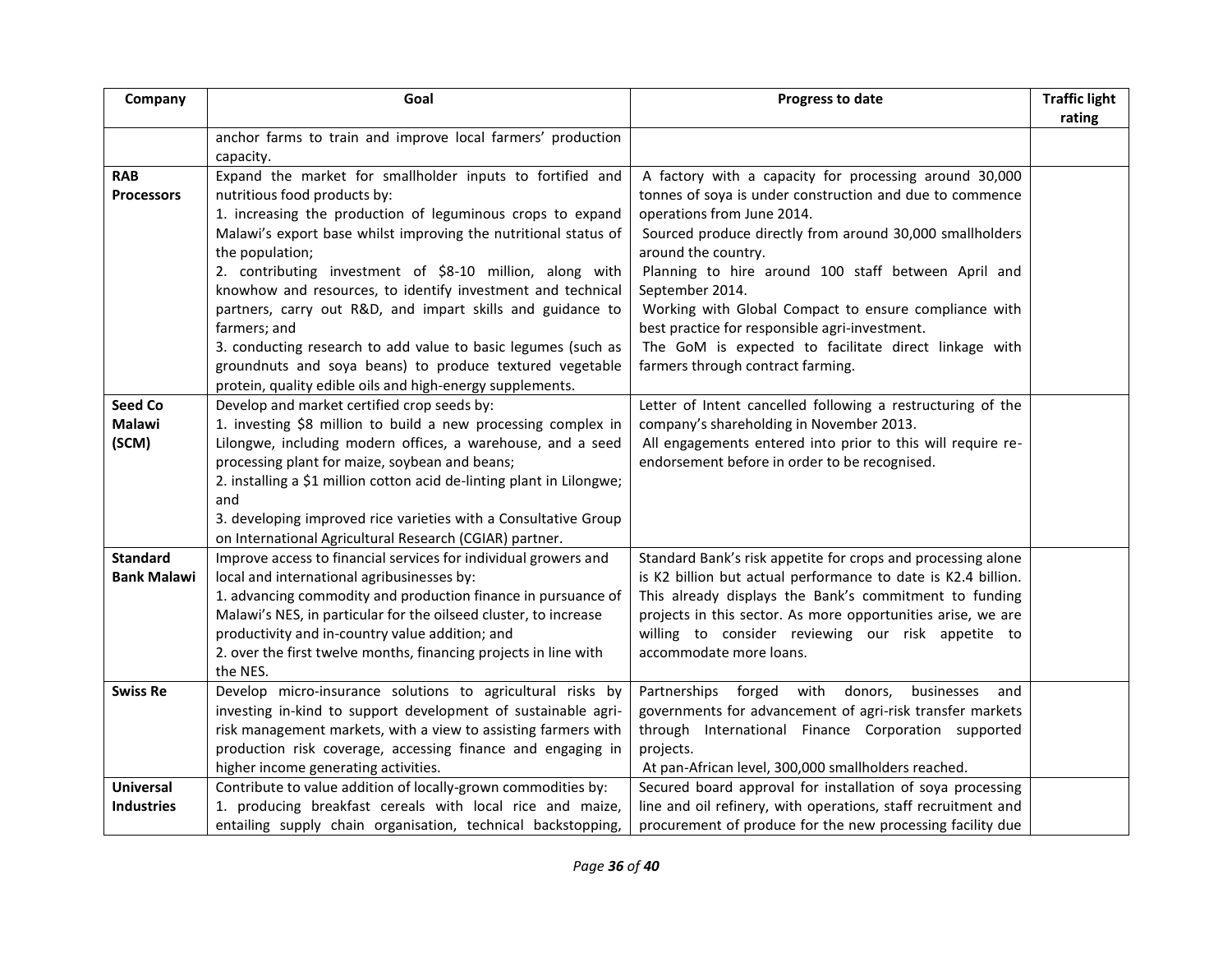| Company | Goal | Progress to date | Traffic light rating |
|---|---|---|---|
| | anchor farms to train and improve local farmers' production capacity. | | |
| **RAB Processors** | Expand the market for smallholder inputs to fortified and nutritious food products by:<br>1. increasing the production of leguminous crops to expand Malawi's export base whilst improving the nutritional status of the population;<br>2. contributing investment of $8-10 million, along with knowhow and resources, to identify investment and technical partners, carry out R&D, and impart skills and guidance to farmers; and<br>3. conducting research to add value to basic legumes (such as groundnuts and soya beans) to produce textured vegetable protein, quality edible oils and high-energy supplements. | A factory with a capacity for processing around 30,000 tonnes of soya is under construction and due to commence operations from June 2014.<br>Sourced produce directly from around 30,000 smallholders around the country.<br>Planning to hire around 100 staff between April and September 2014.<br>Working with Global Compact to ensure compliance with best practice for responsible agri-investment.<br>The GoM is expected to facilitate direct linkage with farmers through contract farming. | |
| **Seed Co Malawi (SCM)** | Develop and market certified crop seeds by:<br>1. investing $8 million to build a new processing complex in Lilongwe, including modern offices, a warehouse, and a seed processing plant for maize, soybean and beans;<br>2. installing a $1 million cotton acid de-linting plant in Lilongwe; and<br>3. developing improved rice varieties with a Consultative Group on International Agricultural Research (CGIAR) partner. | Letter of Intent cancelled following a restructuring of the company's shareholding in November 2013.<br>All engagements entered into prior to this will require re-endorsement before in order to be recognised. | |
| **Standard Bank Malawi** | Improve access to financial services for individual growers and local and international agribusinesses by:<br>1. advancing commodity and production finance in pursuance of Malawi's NES, in particular for the oilseed cluster, to increase productivity and in-country value addition; and<br>2. over the first twelve months, financing projects in line with the NES. | Standard Bank's risk appetite for crops and processing alone is K2 billion but actual performance to date is K2.4 billion. This already displays the Bank's commitment to funding projects in this sector. As more opportunities arise, we are willing to consider reviewing our risk appetite to accommodate more loans. | |
| **Swiss Re** | Develop micro-insurance solutions to agricultural risks by investing in-kind to support development of sustainable agri-risk management markets, with a view to assisting farmers with production risk coverage, accessing finance and engaging in higher income generating activities. | Partnerships forged with donors, businesses and governments for advancement of agri-risk transfer markets through International Finance Corporation supported projects.<br>At pan-African level, 300,000 smallholders reached. | |
| **Universal Industries** | Contribute to value addition of locally-grown commodities by:<br>1. producing breakfast cereals with local rice and maize, entailing supply chain organisation, technical backstopping, | Secured board approval for installation of soya processing line and oil refinery, with operations, staff recruitment and procurement of produce for the new processing facility due | |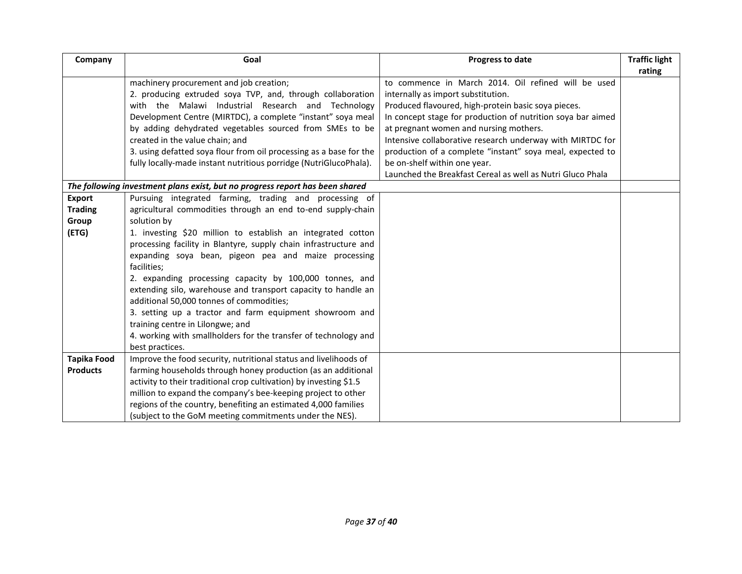| Company | Goal | Progress to date | Traffic light rating |
|---|---|---|---|
| | machinery procurement and job creation;<br>2. producing extruded soya TVP, and, through collaboration with the Malawi Industrial Research and Technology Development Centre (MIRTDC), a complete "instant" soya meal by adding dehydrated vegetables sourced from SMEs to be created in the value chain; and<br>3. using defatted soya flour from oil processing as a base for the fully locally-made instant nutritious porridge (NutriGlucoPhala). | to commence in March 2014. Oil refined will be used internally as import substitution.<br>Produced flavoured, high-protein basic soya pieces.<br>In concept stage for production of nutrition soya bar aimed at pregnant women and nursing mothers.<br>Intensive collaborative research underway with MIRTDC for production of a complete "instant" soya meal, expected to be on-shelf within one year.<br>Launched the Breakfast Cereal as well as Nutri Gluco Phala | |
| ***The following investment plans exist, but no progress report has been shared*** | | | |
| **Export Trading Group (ETG)** | Pursuing integrated farming, trading and processing of agricultural commodities through an end to-end supply-chain solution by<br>1. investing $20 million to establish an integrated cotton processing facility in Blantyre, supply chain infrastructure and expanding soya bean, pigeon pea and maize processing facilities;<br>2. expanding processing capacity by 100,000 tonnes, and extending silo, warehouse and transport capacity to handle an additional 50,000 tonnes of commodities;<br>3. setting up a tractor and farm equipment showroom and training centre in Lilongwe; and<br>4. working with smallholders for the transfer of technology and best practices. | | |
| **Tapika Food Products** | Improve the food security, nutritional status and livelihoods of farming households through honey production (as an additional activity to their traditional crop cultivation) by investing $1.5 million to expand the company's bee-keeping project to other regions of the country, benefiting an estimated 4,000 families (subject to the GoM meeting commitments under the NES). | | |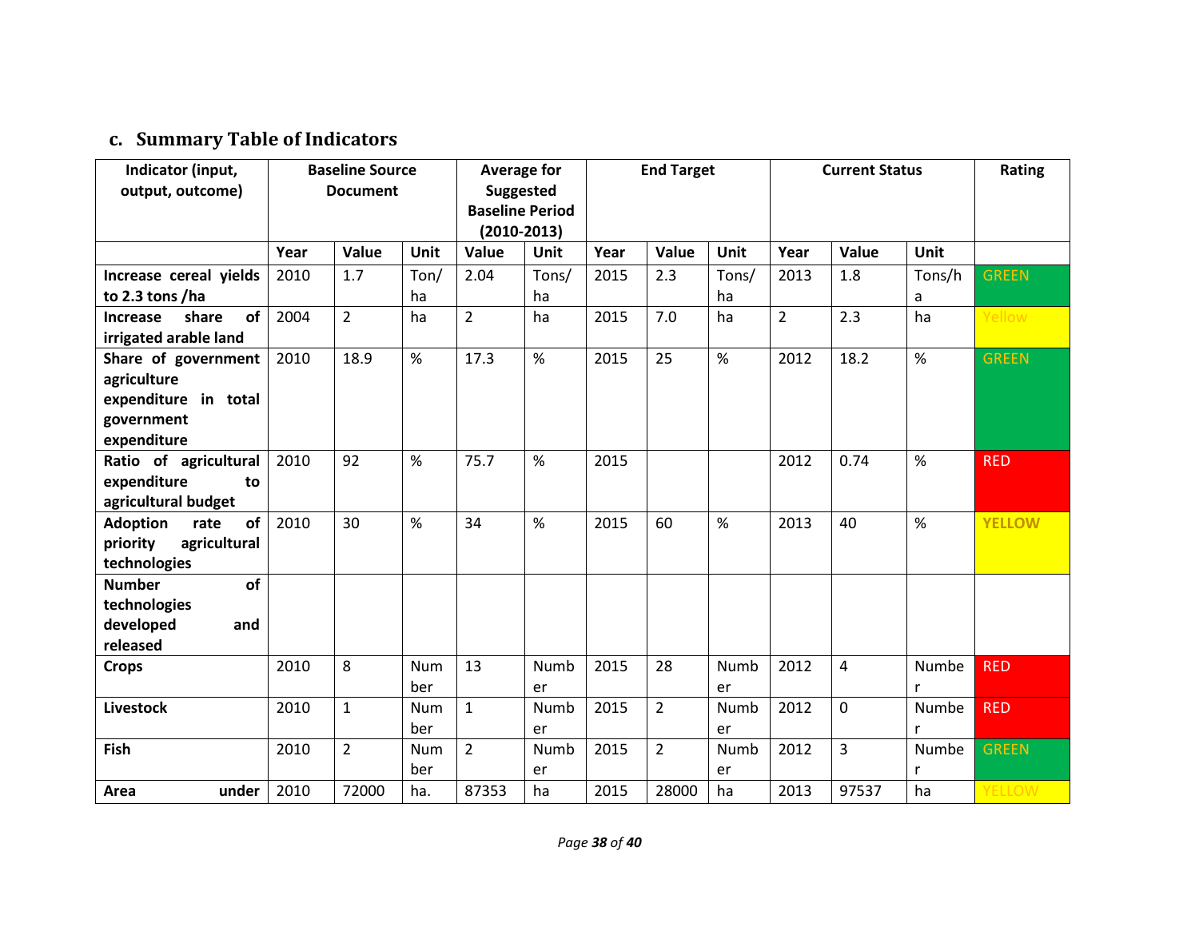### c. Summary Table of Indicators

| Indicator (input, output, outcome) | Baseline Source Document | | | Average for Suggested Baseline Period (2010-2013) | | End Target | | | Current Status | | | Rating |
|---|---|---|---|---|---|---|---|---|---|---|---|---|
| | Year | Value | Unit | Value | Unit | Year | Value | Unit | Year | Value | Unit | |
| **Increase cereal yields to 2.3 tons /ha** | 2010 | 1.7 | Ton/ha | 2.04 | Tons/ha | 2015 | 2.3 | Tons/ha | 2013 | 1.8 | Tons/ha | GREEN |
| **Increase share of irrigated arable land** | 2004 | 2 | ha | 2 | ha | 2015 | 7.0 | ha | 2 | 2.3 | ha | Yellow |
| **Share of government agriculture expenditure in total government expenditure** | 2010 | 18.9 | % | 17.3 | % | 2015 | 25 | % | 2012 | 18.2 | % | GREEN |
| **Ratio of agricultural expenditure to agricultural budget** | 2010 | 92 | % | 75.7 | % | 2015 | | | 2012 | 0.74 | % | RED |
| **Adoption rate of priority agricultural technologies** | 2010 | 30 | % | 34 | % | 2015 | 60 | % | 2013 | 40 | % | YELLOW |
| **Number of technologies developed and released** | | | | | | | | | | | | |
| **Crops** | 2010 | 8 | Number | 13 | Number | 2015 | 28 | Number | 2012 | 4 | Number | RED |
| **Livestock** | 2010 | 1 | Number | 1 | Number | 2015 | 2 | Number | 2012 | 0 | Number | RED |
| **Fish** | 2010 | 2 | Number | 2 | Number | 2015 | 2 | Number | 2012 | 3 | Number | GREEN |
| **Area under** | 2010 | 72000 | ha. | 87353 | ha | 2015 | 28000 | ha | 2013 | 97537 | ha | YELLOW |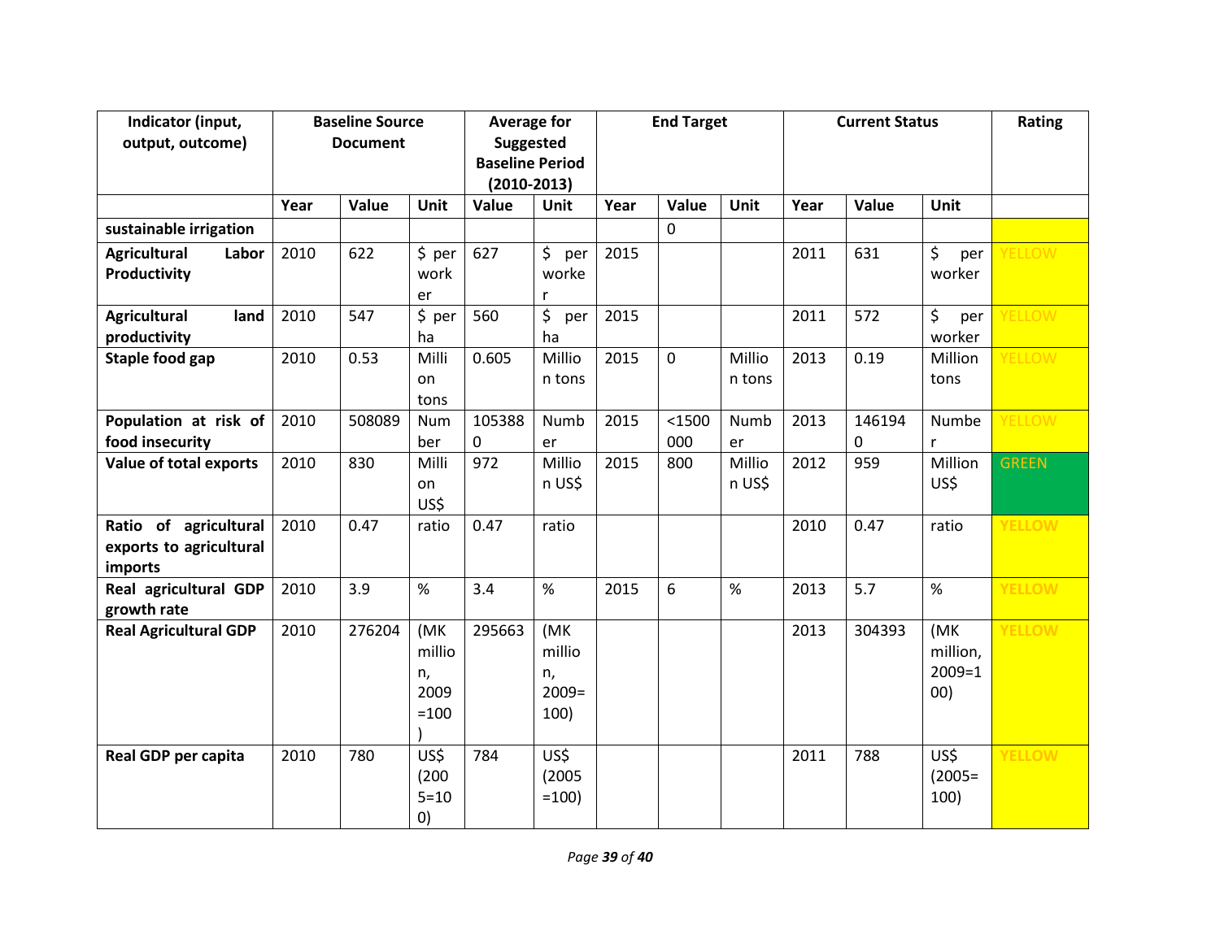| Indicator (input, output, outcome) | Baseline Source Document | | | Average for Suggested Baseline Period (2010-2013) | | End Target | | | Current Status | | | Rating |
|---|---|---|---|---|---|---|---|---|---|---|---|---|
| | Year | Value | Unit | Value | Unit | Year | Value | Unit | Year | Value | Unit | |
| **sustainable irrigation** | | | | | | | 0 | | | | | |
| **Agricultural Labor Productivity** | 2010 | 622 | $ per worker | 627 | $ per worker | 2015 | | | 2011 | 631 | $ per worker | YELLOW |
| **Agricultural land productivity** | 2010 | 547 | $ per ha | 560 | $ per ha | 2015 | | | 2011 | 572 | $ per worker | YELLOW |
| **Staple food gap** | 2010 | 0.53 | Million tons | 0.605 | Million tons | 2015 | 0 | Million tons | 2013 | 0.19 | Million tons | YELLOW |
| **Population at risk of food insecurity** | 2010 | 508089 | Number | 1053880 | Number | 2015 | <1500000 | Number | 2013 | 1461940 | Number | YELLOW |
| **Value of total exports** | 2010 | 830 | Million US$ | 972 | Million US$ | 2015 | 800 | Million US$ | 2012 | 959 | Million US$ | GREEN |
| **Ratio of agricultural exports to agricultural imports** | 2010 | 0.47 | ratio | 0.47 | ratio | | | | 2010 | 0.47 | ratio | YELLOW |
| **Real agricultural GDP growth rate** | 2010 | 3.9 | % | 3.4 | % | 2015 | 6 | % | 2013 | 5.7 | % | YELLOW |
| **Real Agricultural GDP** | 2010 | 276204 | (MK million, 2009=100) | 295663 | (MK million, 2009=100) | | | | 2013 | 304393 | (MK million, 2009=100) | YELLOW |
| **Real GDP per capita** | 2010 | 780 | US$ (2005=100) | 784 | US$ (2005=100) | | | | 2011 | 788 | US$ (2005=100) | YELLOW |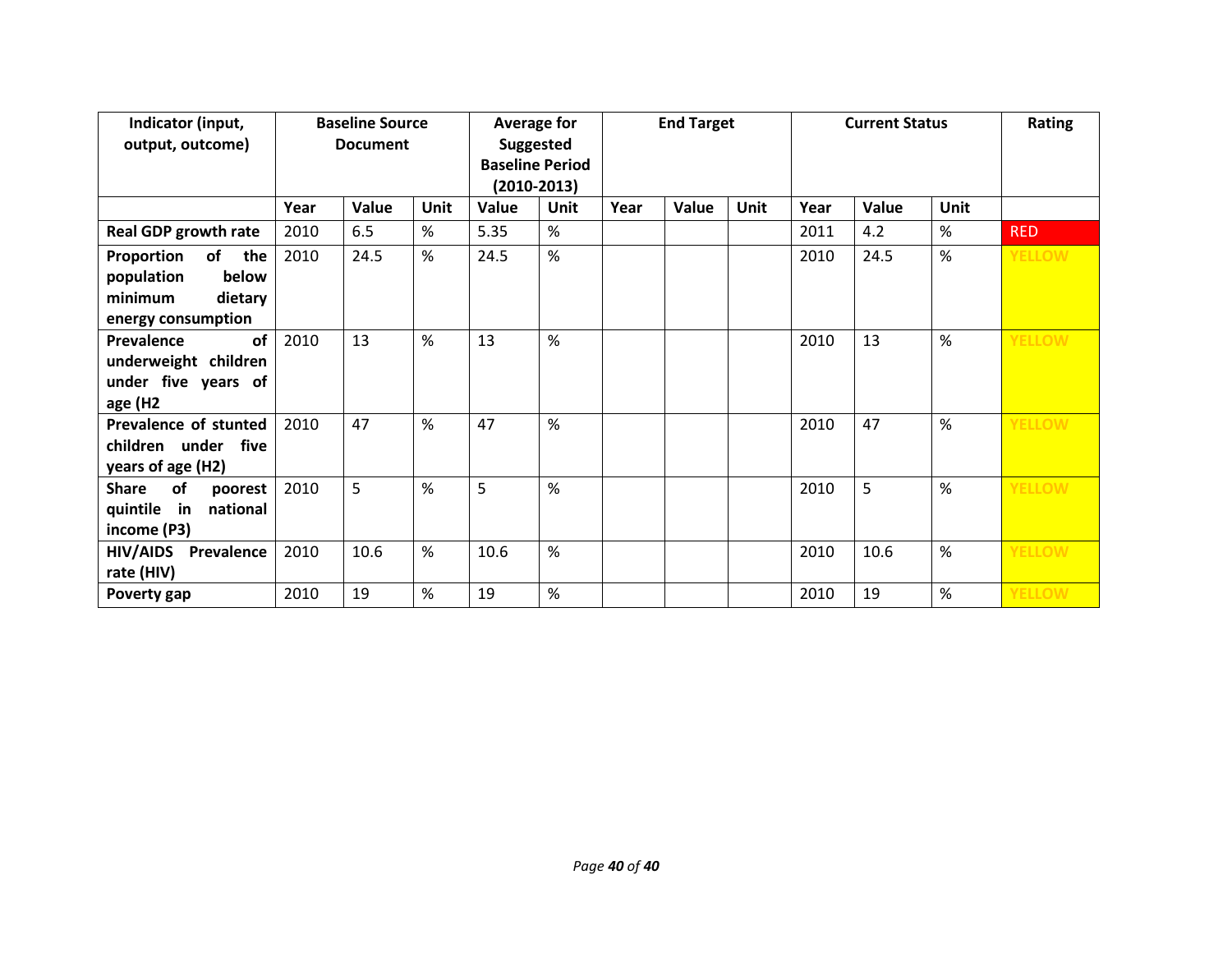| Indicator (input, output, outcome) | Baseline Source Document | | | Average for Suggested Baseline Period (2010-2013) | | End Target | | | Current Status | | | Rating |
|---|---|---|---|---|---|---|---|---|---|---|---|---|
| | Year | Value | Unit | Value | Unit | Year | Value | Unit | Year | Value | Unit | |
| **Real GDP growth rate** | 2010 | 6.5 | % | 5.35 | % | | | | 2011 | 4.2 | % | RED |
| **Proportion of the population below minimum dietary energy consumption** | 2010 | 24.5 | % | 24.5 | % | | | | 2010 | 24.5 | % | YELLOW |
| **Prevalence of underweight children under five years of age (H2** | 2010 | 13 | % | 13 | % | | | | 2010 | 13 | % | YELLOW |
| **Prevalence of stunted children under five years of age (H2)** | 2010 | 47 | % | 47 | % | | | | 2010 | 47 | % | YELLOW |
| **Share of poorest quintile in national income (P3)** | 2010 | 5 | % | 5 | % | | | | 2010 | 5 | % | YELLOW |
| **HIV/AIDS Prevalence rate (HIV)** | 2010 | 10.6 | % | 10.6 | % | | | | 2010 | 10.6 | % | YELLOW |
| **Poverty gap** | 2010 | 19 | % | 19 | % | | | | 2010 | 19 | % | YELLOW |